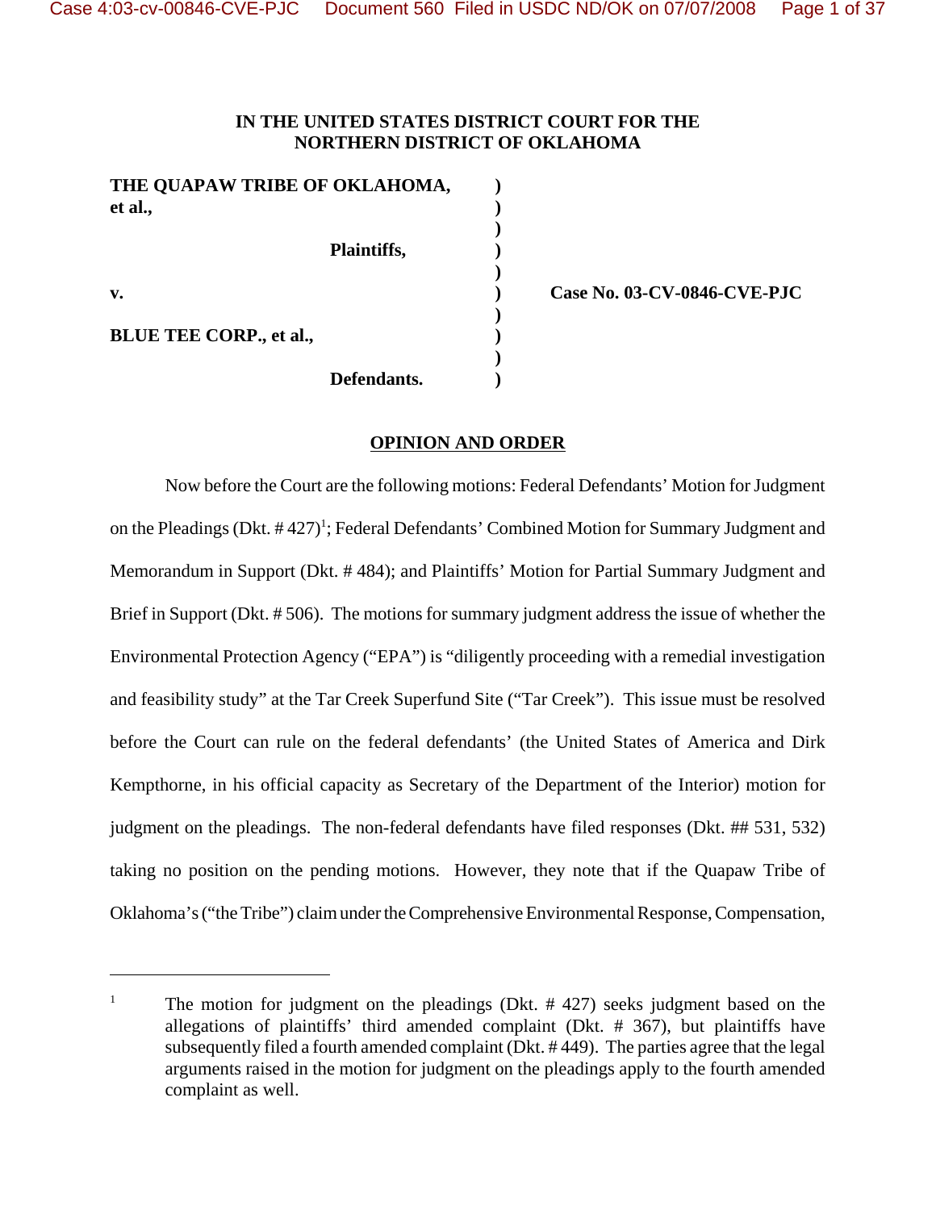**IN THE UNITED STATES DISTRICT COURT FOR THE**
**NORTHERN DISTRICT OF OKLAHOMA**

| | | |
|---|---|---|
| **THE QUAPAW TRIBE OF OKLAHOMA, et al.,** | ) | |
| **Plaintiffs,** | ) | |
| **v.** | ) | **Case No. 03-CV-0846-CVE-PJC** |
| **BLUE TEE CORP., et al.,** | ) | |
| **Defendants.** | ) | |

**OPINION AND ORDER**

Now before the Court are the following motions: Federal Defendants' Motion for Judgment on the Pleadings (Dkt. # 427)[1]; Federal Defendants' Combined Motion for Summary Judgment and Memorandum in Support (Dkt. # 484); and Plaintiffs' Motion for Partial Summary Judgment and Brief in Support (Dkt. # 506). The motions for summary judgment address the issue of whether the Environmental Protection Agency ("EPA") is "diligently proceeding with a remedial investigation and feasibility study" at the Tar Creek Superfund Site ("Tar Creek"). This issue must be resolved before the Court can rule on the federal defendants' (the United States of America and Dirk Kempthorne, in his official capacity as Secretary of the Department of the Interior) motion for judgment on the pleadings. The non-federal defendants have filed responses (Dkt. ## 531, 532) taking no position on the pending motions. However, they note that if the Quapaw Tribe of Oklahoma's ("the Tribe") claim under the Comprehensive Environmental Response, Compensation,

---

[1] The motion for judgment on the pleadings (Dkt. # 427) seeks judgment based on the allegations of plaintiffs' third amended complaint (Dkt. # 367), but plaintiffs have subsequently filed a fourth amended complaint (Dkt. # 449). The parties agree that the legal arguments raised in the motion for judgment on the pleadings apply to the fourth amended complaint as well.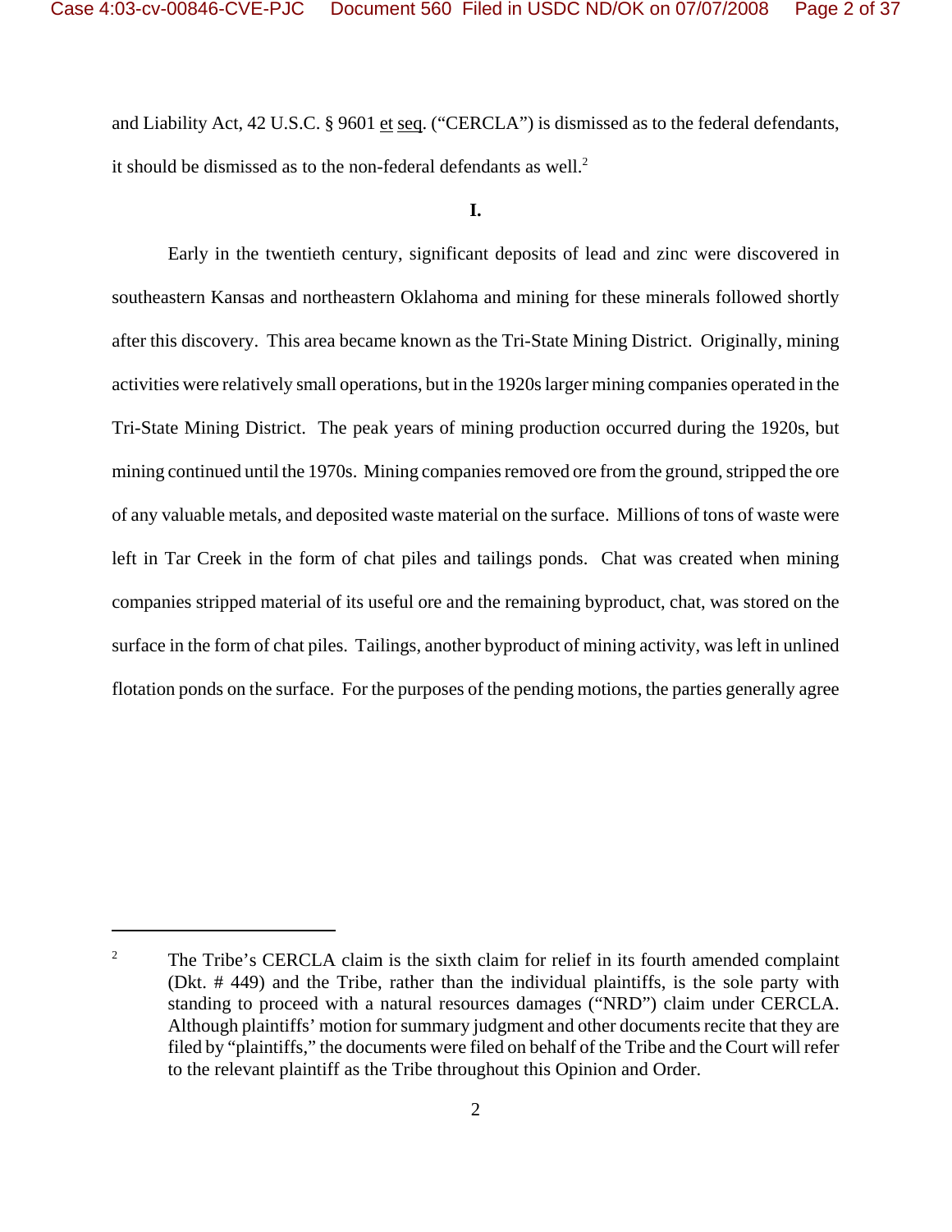and Liability Act, 42 U.S.C. § 9601 et seq. ("CERCLA") is dismissed as to the federal defendants, it should be dismissed as to the non-federal defendants as well.[2]

**I.**

Early in the twentieth century, significant deposits of lead and zinc were discovered in southeastern Kansas and northeastern Oklahoma and mining for these minerals followed shortly after this discovery. This area became known as the Tri-State Mining District. Originally, mining activities were relatively small operations, but in the 1920s larger mining companies operated in the Tri-State Mining District. The peak years of mining production occurred during the 1920s, but mining continued until the 1970s. Mining companies removed ore from the ground, stripped the ore of any valuable metals, and deposited waste material on the surface. Millions of tons of waste were left in Tar Creek in the form of chat piles and tailings ponds. Chat was created when mining companies stripped material of its useful ore and the remaining byproduct, chat, was stored on the surface in the form of chat piles. Tailings, another byproduct of mining activity, was left in unlined flotation ponds on the surface. For the purposes of the pending motions, the parties generally agree

---

[2] The Tribe's CERCLA claim is the sixth claim for relief in its fourth amended complaint (Dkt. # 449) and the Tribe, rather than the individual plaintiffs, is the sole party with standing to proceed with a natural resources damages ("NRD") claim under CERCLA. Although plaintiffs' motion for summary judgment and other documents recite that they are filed by "plaintiffs," the documents were filed on behalf of the Tribe and the Court will refer to the relevant plaintiff as the Tribe throughout this Opinion and Order.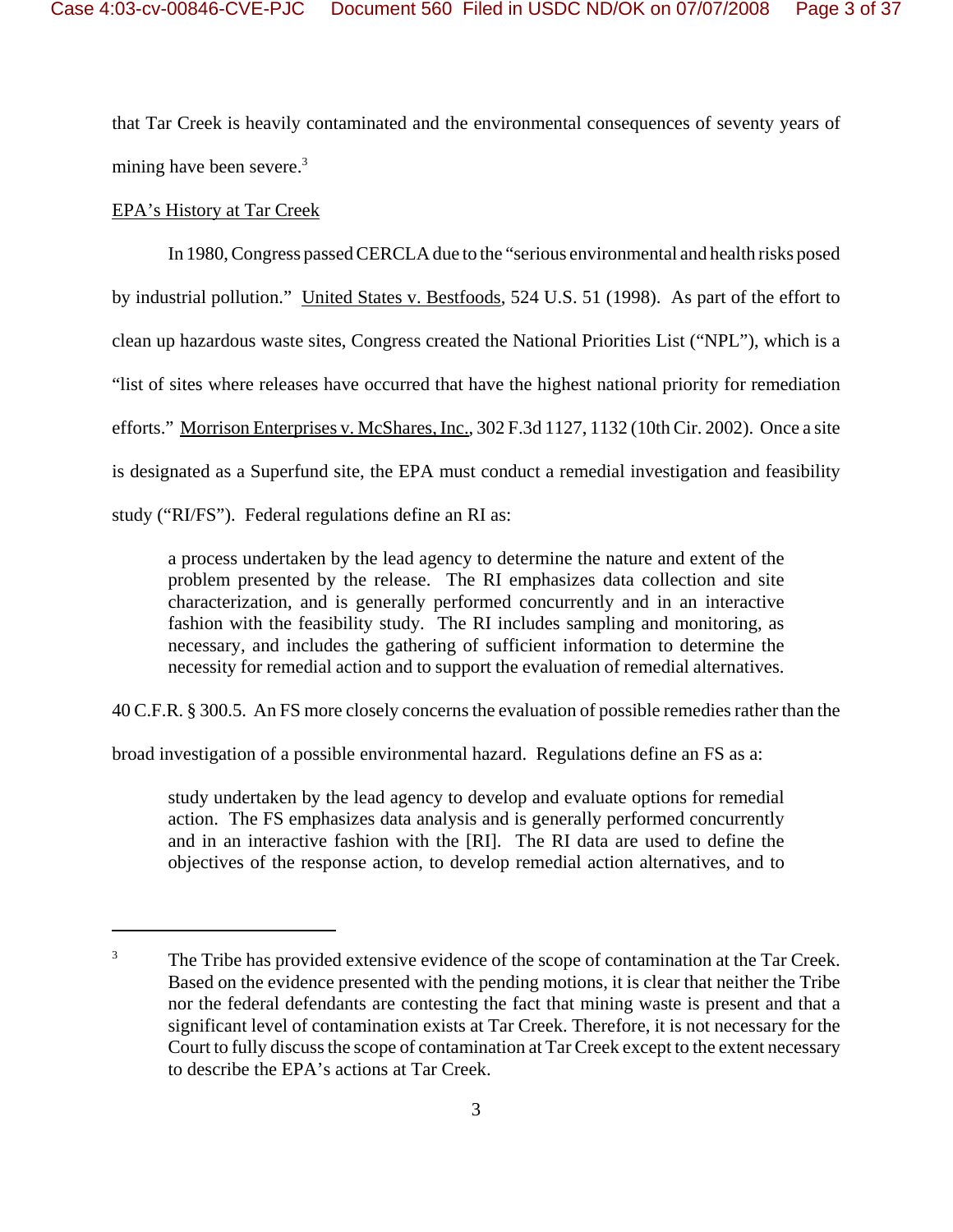that Tar Creek is heavily contaminated and the environmental consequences of seventy years of mining have been severe.[3]

EPA's History at Tar Creek

In 1980, Congress passed CERCLA due to the "serious environmental and health risks posed by industrial pollution." United States v. Bestfoods, 524 U.S. 51 (1998). As part of the effort to clean up hazardous waste sites, Congress created the National Priorities List ("NPL"), which is a "list of sites where releases have occurred that have the highest national priority for remediation efforts." Morrison Enterprises v. McShares, Inc., 302 F.3d 1127, 1132 (10th Cir. 2002). Once a site is designated as a Superfund site, the EPA must conduct a remedial investigation and feasibility study ("RI/FS"). Federal regulations define an RI as:

> a process undertaken by the lead agency to determine the nature and extent of the problem presented by the release. The RI emphasizes data collection and site characterization, and is generally performed concurrently and in an interactive fashion with the feasibility study. The RI includes sampling and monitoring, as necessary, and includes the gathering of sufficient information to determine the necessity for remedial action and to support the evaluation of remedial alternatives.

40 C.F.R. § 300.5. An FS more closely concerns the evaluation of possible remedies rather than the broad investigation of a possible environmental hazard. Regulations define an FS as a:

> study undertaken by the lead agency to develop and evaluate options for remedial action. The FS emphasizes data analysis and is generally performed concurrently and in an interactive fashion with the [RI]. The RI data are used to define the objectives of the response action, to develop remedial action alternatives, and to

---

[3] The Tribe has provided extensive evidence of the scope of contamination at the Tar Creek. Based on the evidence presented with the pending motions, it is clear that neither the Tribe nor the federal defendants are contesting the fact that mining waste is present and that a significant level of contamination exists at Tar Creek. Therefore, it is not necessary for the Court to fully discuss the scope of contamination at Tar Creek except to the extent necessary to describe the EPA's actions at Tar Creek.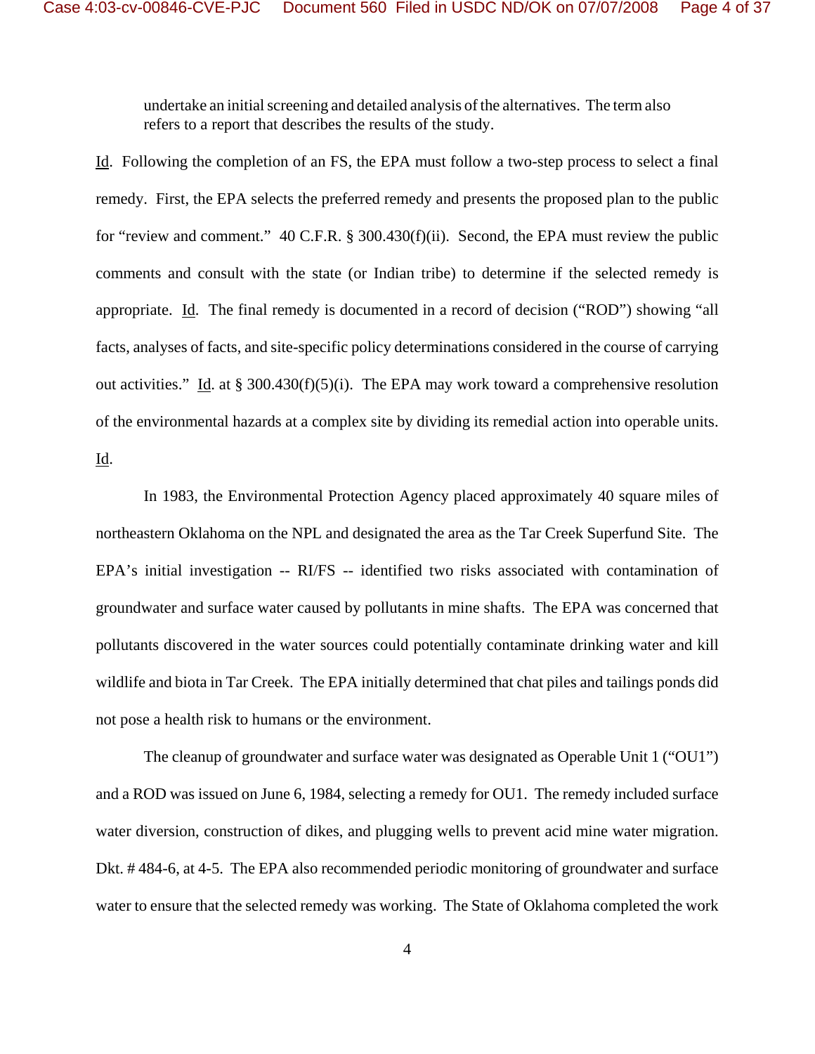> undertake an initial screening and detailed analysis of the alternatives. The term also refers to a report that describes the results of the study.

Id. Following the completion of an FS, the EPA must follow a two-step process to select a final remedy. First, the EPA selects the preferred remedy and presents the proposed plan to the public for "review and comment." 40 C.F.R. § 300.430(f)(ii). Second, the EPA must review the public comments and consult with the state (or Indian tribe) to determine if the selected remedy is appropriate. Id. The final remedy is documented in a record of decision ("ROD") showing "all facts, analyses of facts, and site-specific policy determinations considered in the course of carrying out activities." Id. at § 300.430(f)(5)(i). The EPA may work toward a comprehensive resolution of the environmental hazards at a complex site by dividing its remedial action into operable units. Id.

In 1983, the Environmental Protection Agency placed approximately 40 square miles of northeastern Oklahoma on the NPL and designated the area as the Tar Creek Superfund Site. The EPA's initial investigation -- RI/FS -- identified two risks associated with contamination of groundwater and surface water caused by pollutants in mine shafts. The EPA was concerned that pollutants discovered in the water sources could potentially contaminate drinking water and kill wildlife and biota in Tar Creek. The EPA initially determined that chat piles and tailings ponds did not pose a health risk to humans or the environment.

The cleanup of groundwater and surface water was designated as Operable Unit 1 ("OU1") and a ROD was issued on June 6, 1984, selecting a remedy for OU1. The remedy included surface water diversion, construction of dikes, and plugging wells to prevent acid mine water migration. Dkt. # 484-6, at 4-5. The EPA also recommended periodic monitoring of groundwater and surface water to ensure that the selected remedy was working. The State of Oklahoma completed the work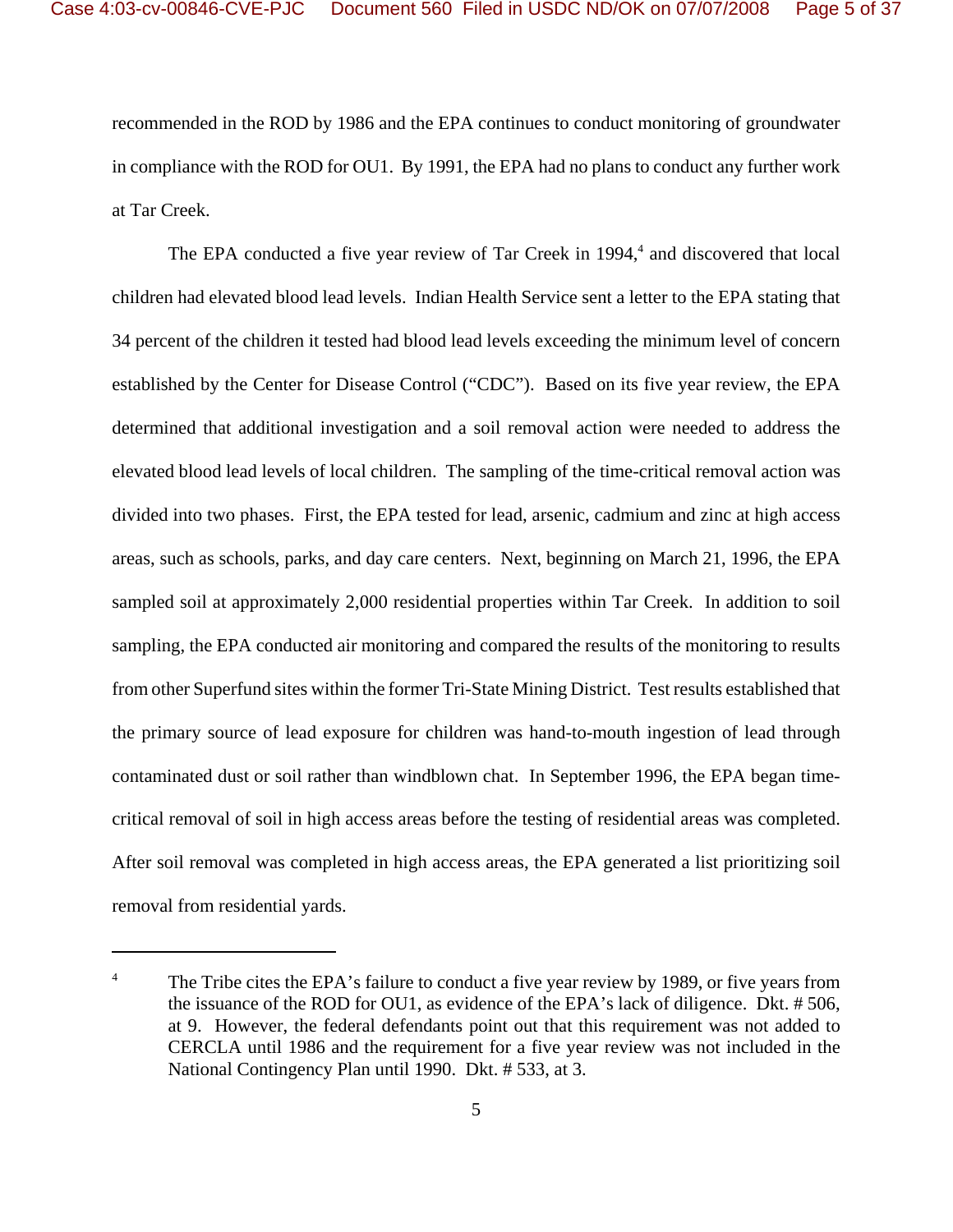recommended in the ROD by 1986 and the EPA continues to conduct monitoring of groundwater in compliance with the ROD for OU1. By 1991, the EPA had no plans to conduct any further work at Tar Creek.

The EPA conducted a five year review of Tar Creek in 1994,[4] and discovered that local children had elevated blood lead levels. Indian Health Service sent a letter to the EPA stating that 34 percent of the children it tested had blood lead levels exceeding the minimum level of concern established by the Center for Disease Control ("CDC"). Based on its five year review, the EPA determined that additional investigation and a soil removal action were needed to address the elevated blood lead levels of local children. The sampling of the time-critical removal action was divided into two phases. First, the EPA tested for lead, arsenic, cadmium and zinc at high access areas, such as schools, parks, and day care centers. Next, beginning on March 21, 1996, the EPA sampled soil at approximately 2,000 residential properties within Tar Creek. In addition to soil sampling, the EPA conducted air monitoring and compared the results of the monitoring to results from other Superfund sites within the former Tri-State Mining District. Test results established that the primary source of lead exposure for children was hand-to-mouth ingestion of lead through contaminated dust or soil rather than windblown chat. In September 1996, the EPA began time-critical removal of soil in high access areas before the testing of residential areas was completed. After soil removal was completed in high access areas, the EPA generated a list prioritizing soil removal from residential yards.

---

[4] The Tribe cites the EPA's failure to conduct a five year review by 1989, or five years from the issuance of the ROD for OU1, as evidence of the EPA's lack of diligence. Dkt. # 506, at 9. However, the federal defendants point out that this requirement was not added to CERCLA until 1986 and the requirement for a five year review was not included in the National Contingency Plan until 1990. Dkt. # 533, at 3.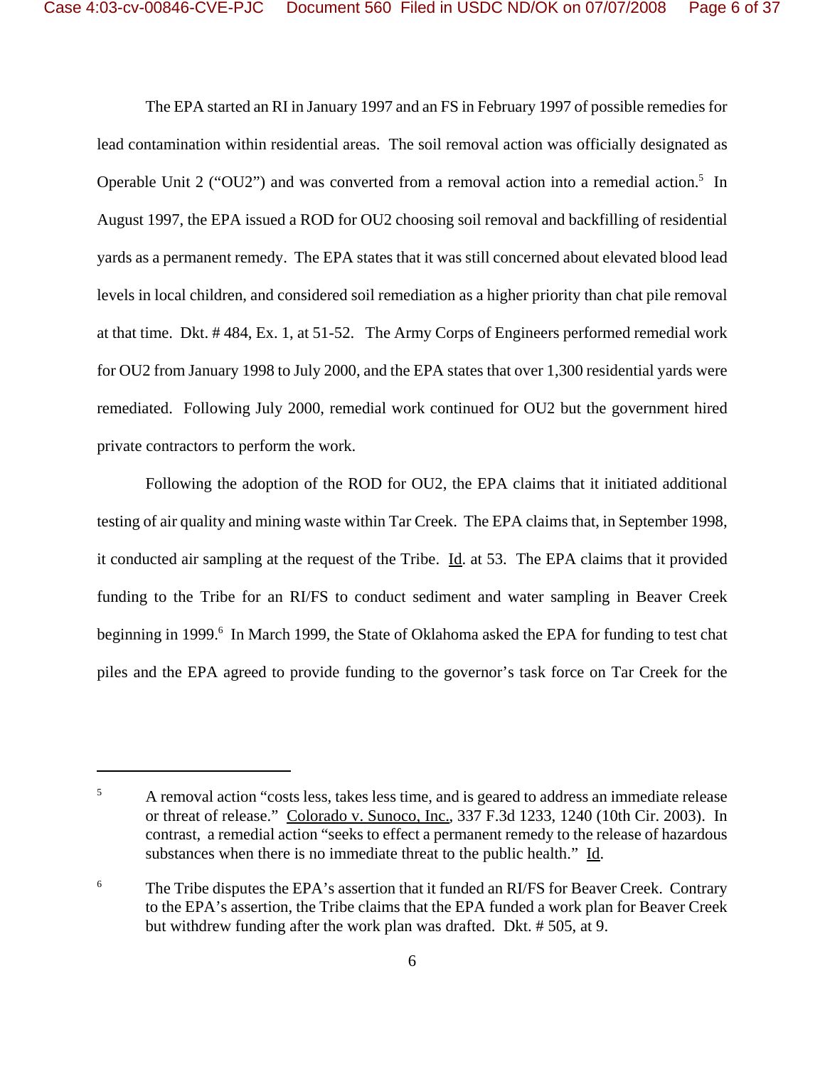The EPA started an RI in January 1997 and an FS in February 1997 of possible remedies for lead contamination within residential areas. The soil removal action was officially designated as Operable Unit 2 ("OU2") and was converted from a removal action into a remedial action.[5] In August 1997, the EPA issued a ROD for OU2 choosing soil removal and backfilling of residential yards as a permanent remedy. The EPA states that it was still concerned about elevated blood lead levels in local children, and considered soil remediation as a higher priority than chat pile removal at that time. Dkt. # 484, Ex. 1, at 51-52. The Army Corps of Engineers performed remedial work for OU2 from January 1998 to July 2000, and the EPA states that over 1,300 residential yards were remediated. Following July 2000, remedial work continued for OU2 but the government hired private contractors to perform the work.

Following the adoption of the ROD for OU2, the EPA claims that it initiated additional testing of air quality and mining waste within Tar Creek. The EPA claims that, in September 1998, it conducted air sampling at the request of the Tribe. Id. at 53. The EPA claims that it provided funding to the Tribe for an RI/FS to conduct sediment and water sampling in Beaver Creek beginning in 1999.[6] In March 1999, the State of Oklahoma asked the EPA for funding to test chat piles and the EPA agreed to provide funding to the governor's task force on Tar Creek for the

---

[5] A removal action "costs less, takes less time, and is geared to address an immediate release or threat of release." Colorado v. Sunoco, Inc., 337 F.3d 1233, 1240 (10th Cir. 2003). In contrast, a remedial action "seeks to effect a permanent remedy to the release of hazardous substances when there is no immediate threat to the public health." Id.

[6] The Tribe disputes the EPA's assertion that it funded an RI/FS for Beaver Creek. Contrary to the EPA's assertion, the Tribe claims that the EPA funded a work plan for Beaver Creek but withdrew funding after the work plan was drafted. Dkt. # 505, at 9.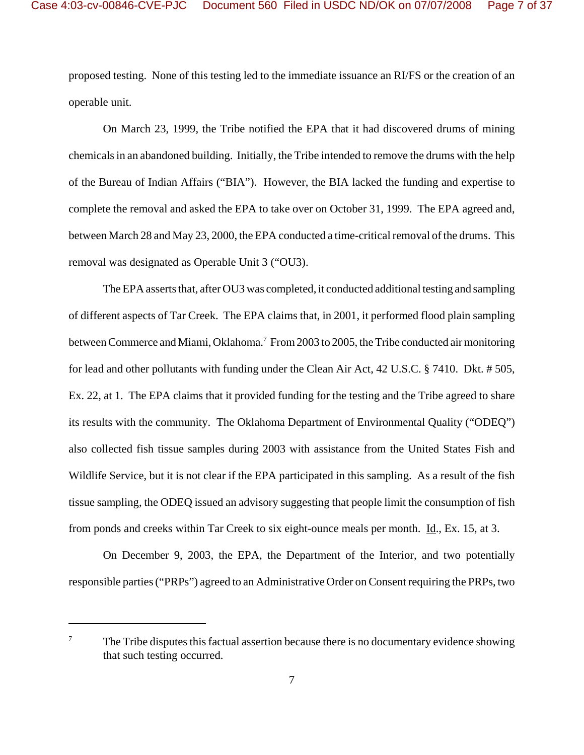proposed testing. None of this testing led to the immediate issuance an RI/FS or the creation of an operable unit.

On March 23, 1999, the Tribe notified the EPA that it had discovered drums of mining chemicals in an abandoned building. Initially, the Tribe intended to remove the drums with the help of the Bureau of Indian Affairs ("BIA"). However, the BIA lacked the funding and expertise to complete the removal and asked the EPA to take over on October 31, 1999. The EPA agreed and, between March 28 and May 23, 2000, the EPA conducted a time-critical removal of the drums. This removal was designated as Operable Unit 3 ("OU3).

The EPA asserts that, after OU3 was completed, it conducted additional testing and sampling of different aspects of Tar Creek. The EPA claims that, in 2001, it performed flood plain sampling between Commerce and Miami, Oklahoma.[7] From 2003 to 2005, the Tribe conducted air monitoring for lead and other pollutants with funding under the Clean Air Act, 42 U.S.C. § 7410. Dkt. # 505, Ex. 22, at 1. The EPA claims that it provided funding for the testing and the Tribe agreed to share its results with the community. The Oklahoma Department of Environmental Quality ("ODEQ") also collected fish tissue samples during 2003 with assistance from the United States Fish and Wildlife Service, but it is not clear if the EPA participated in this sampling. As a result of the fish tissue sampling, the ODEQ issued an advisory suggesting that people limit the consumption of fish from ponds and creeks within Tar Creek to six eight-ounce meals per month. Id., Ex. 15, at 3.

On December 9, 2003, the EPA, the Department of the Interior, and two potentially responsible parties ("PRPs") agreed to an Administrative Order on Consent requiring the PRPs, two

---

[7] The Tribe disputes this factual assertion because there is no documentary evidence showing that such testing occurred.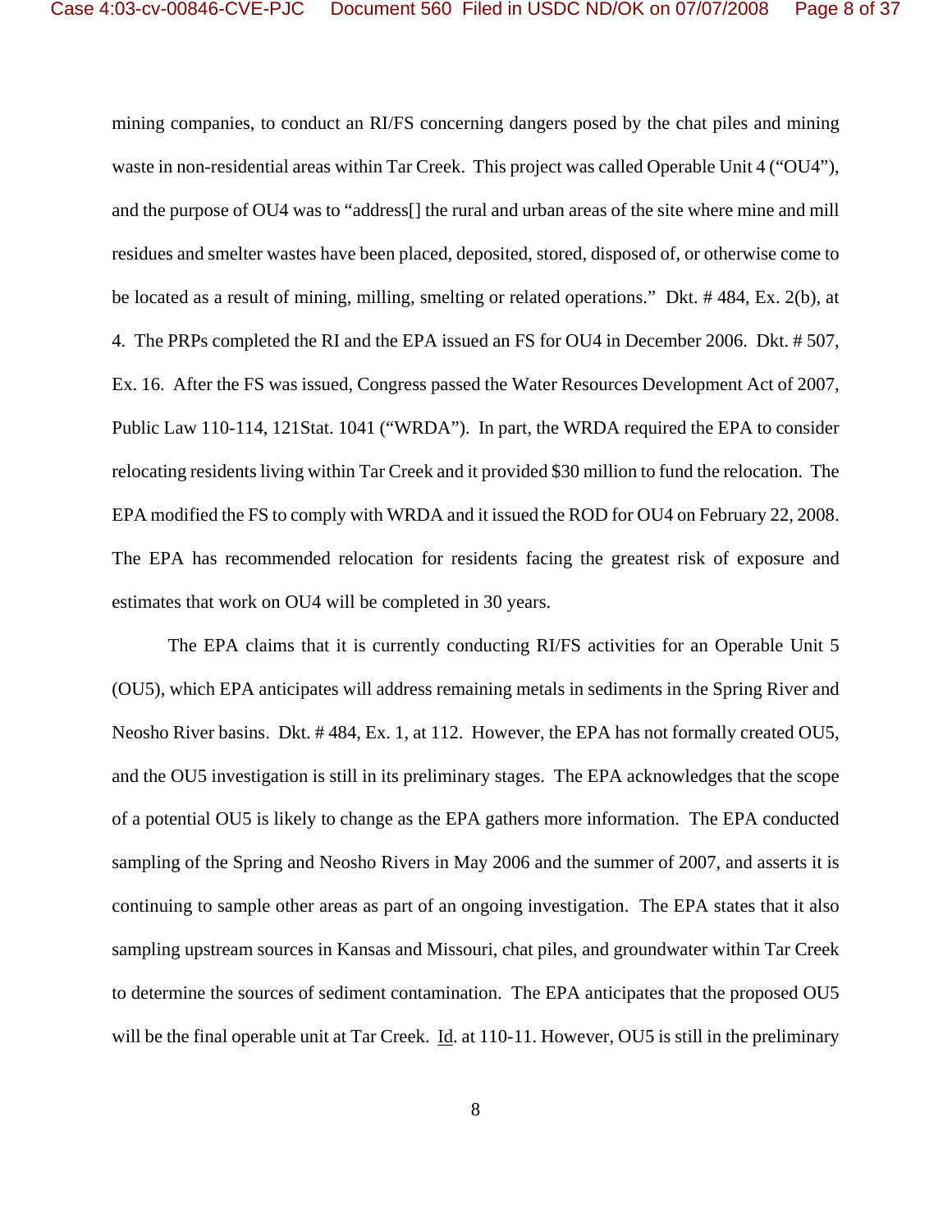mining companies, to conduct an RI/FS concerning dangers posed by the chat piles and mining waste in non-residential areas within Tar Creek. This project was called Operable Unit 4 ("OU4"), and the purpose of OU4 was to "address[] the rural and urban areas of the site where mine and mill residues and smelter wastes have been placed, deposited, stored, disposed of, or otherwise come to be located as a result of mining, milling, smelting or related operations." Dkt. # 484, Ex. 2(b), at 4. The PRPs completed the RI and the EPA issued an FS for OU4 in December 2006. Dkt. # 507, Ex. 16. After the FS was issued, Congress passed the Water Resources Development Act of 2007, Public Law 110-114, 121Stat. 1041 ("WRDA"). In part, the WRDA required the EPA to consider relocating residents living within Tar Creek and it provided $30 million to fund the relocation. The EPA modified the FS to comply with WRDA and it issued the ROD for OU4 on February 22, 2008. The EPA has recommended relocation for residents facing the greatest risk of exposure and estimates that work on OU4 will be completed in 30 years.

The EPA claims that it is currently conducting RI/FS activities for an Operable Unit 5 (OU5), which EPA anticipates will address remaining metals in sediments in the Spring River and Neosho River basins. Dkt. # 484, Ex. 1, at 112. However, the EPA has not formally created OU5, and the OU5 investigation is still in its preliminary stages. The EPA acknowledges that the scope of a potential OU5 is likely to change as the EPA gathers more information. The EPA conducted sampling of the Spring and Neosho Rivers in May 2006 and the summer of 2007, and asserts it is continuing to sample other areas as part of an ongoing investigation. The EPA states that it also sampling upstream sources in Kansas and Missouri, chat piles, and groundwater within Tar Creek to determine the sources of sediment contamination. The EPA anticipates that the proposed OU5 will be the final operable unit at Tar Creek. Id. at 110-11. However, OU5 is still in the preliminary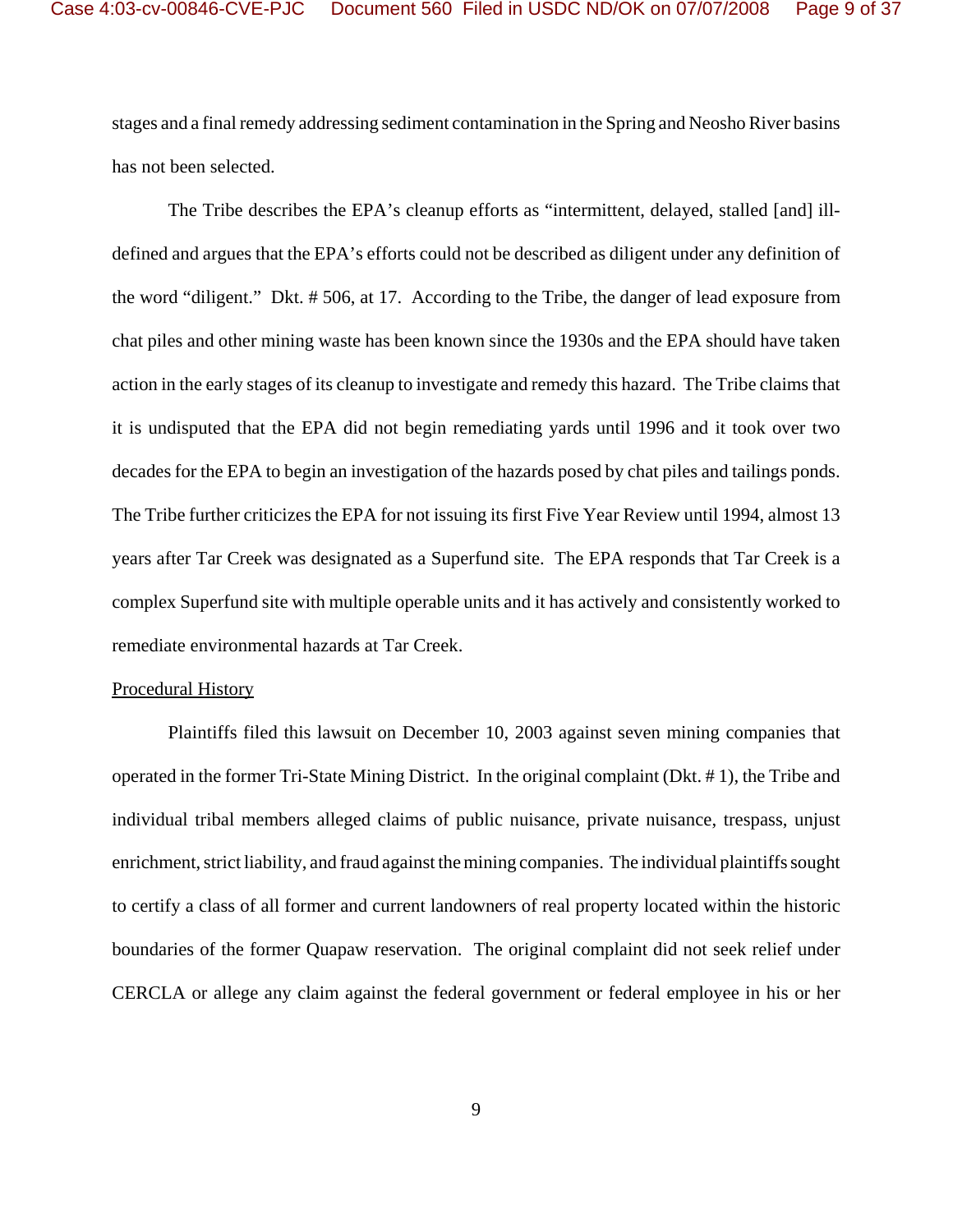stages and a final remedy addressing sediment contamination in the Spring and Neosho River basins has not been selected.

The Tribe describes the EPA's cleanup efforts as "intermittent, delayed, stalled [and] ill-defined and argues that the EPA's efforts could not be described as diligent under any definition of the word "diligent." Dkt. # 506, at 17. According to the Tribe, the danger of lead exposure from chat piles and other mining waste has been known since the 1930s and the EPA should have taken action in the early stages of its cleanup to investigate and remedy this hazard. The Tribe claims that it is undisputed that the EPA did not begin remediating yards until 1996 and it took over two decades for the EPA to begin an investigation of the hazards posed by chat piles and tailings ponds. The Tribe further criticizes the EPA for not issuing its first Five Year Review until 1994, almost 13 years after Tar Creek was designated as a Superfund site. The EPA responds that Tar Creek is a complex Superfund site with multiple operable units and it has actively and consistently worked to remediate environmental hazards at Tar Creek.

Procedural History

Plaintiffs filed this lawsuit on December 10, 2003 against seven mining companies that operated in the former Tri-State Mining District. In the original complaint (Dkt. # 1), the Tribe and individual tribal members alleged claims of public nuisance, private nuisance, trespass, unjust enrichment, strict liability, and fraud against the mining companies. The individual plaintiffs sought to certify a class of all former and current landowners of real property located within the historic boundaries of the former Quapaw reservation. The original complaint did not seek relief under CERCLA or allege any claim against the federal government or federal employee in his or her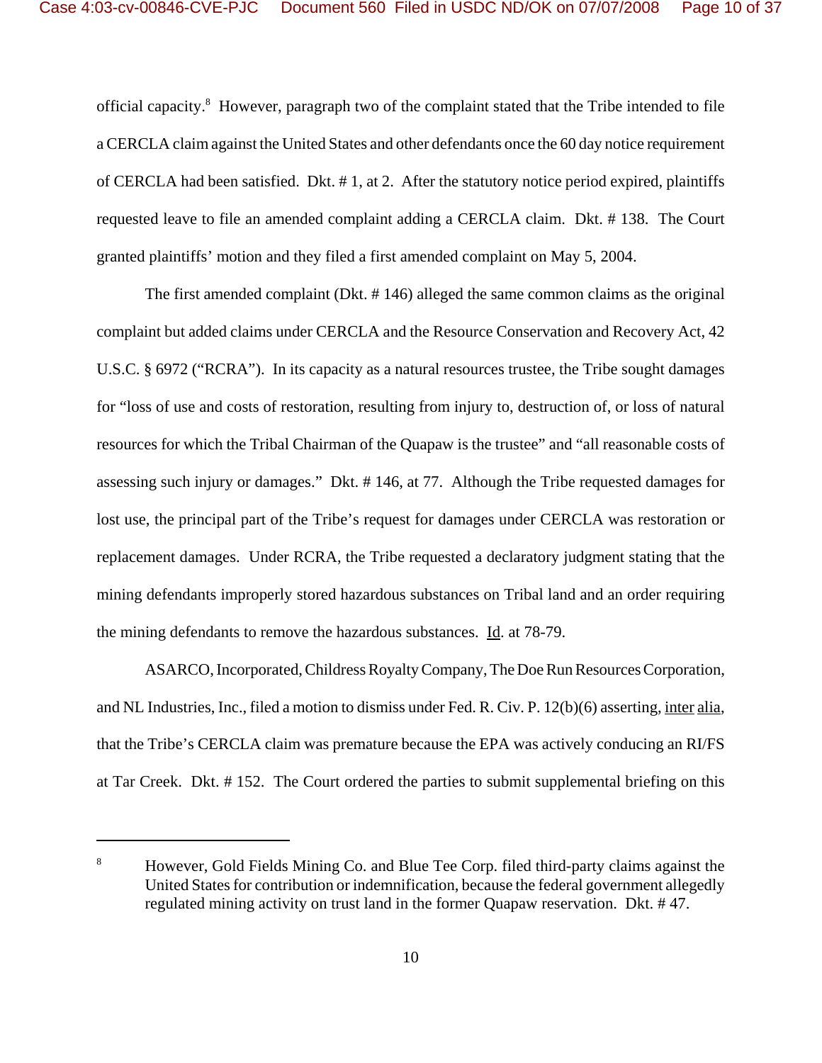official capacity.[8] However, paragraph two of the complaint stated that the Tribe intended to file a CERCLA claim against the United States and other defendants once the 60 day notice requirement of CERCLA had been satisfied. Dkt. # 1, at 2. After the statutory notice period expired, plaintiffs requested leave to file an amended complaint adding a CERCLA claim. Dkt. # 138. The Court granted plaintiffs' motion and they filed a first amended complaint on May 5, 2004.

The first amended complaint (Dkt. # 146) alleged the same common claims as the original complaint but added claims under CERCLA and the Resource Conservation and Recovery Act, 42 U.S.C. § 6972 ("RCRA"). In its capacity as a natural resources trustee, the Tribe sought damages for "loss of use and costs of restoration, resulting from injury to, destruction of, or loss of natural resources for which the Tribal Chairman of the Quapaw is the trustee" and "all reasonable costs of assessing such injury or damages." Dkt. # 146, at 77. Although the Tribe requested damages for lost use, the principal part of the Tribe's request for damages under CERCLA was restoration or replacement damages. Under RCRA, the Tribe requested a declaratory judgment stating that the mining defendants improperly stored hazardous substances on Tribal land and an order requiring the mining defendants to remove the hazardous substances. Id. at 78-79.

ASARCO, Incorporated, Childress Royalty Company, The Doe Run Resources Corporation, and NL Industries, Inc., filed a motion to dismiss under Fed. R. Civ. P. 12(b)(6) asserting, inter alia, that the Tribe's CERCLA claim was premature because the EPA was actively conducing an RI/FS at Tar Creek. Dkt. # 152. The Court ordered the parties to submit supplemental briefing on this

---

[8] However, Gold Fields Mining Co. and Blue Tee Corp. filed third-party claims against the United States for contribution or indemnification, because the federal government allegedly regulated mining activity on trust land in the former Quapaw reservation. Dkt. # 47.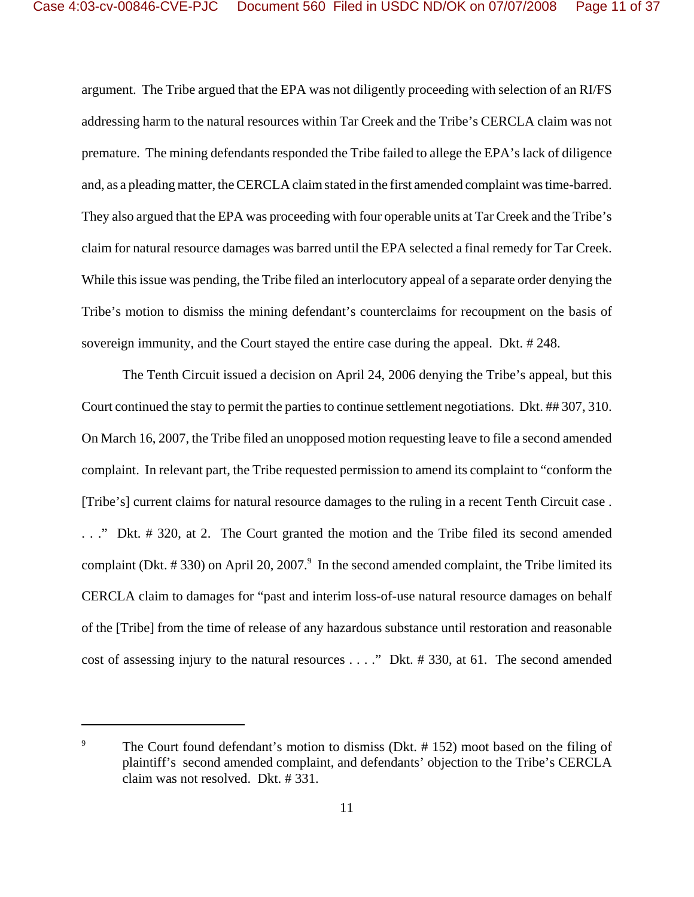argument. The Tribe argued that the EPA was not diligently proceeding with selection of an RI/FS addressing harm to the natural resources within Tar Creek and the Tribe's CERCLA claim was not premature. The mining defendants responded the Tribe failed to allege the EPA's lack of diligence and, as a pleading matter, the CERCLA claim stated in the first amended complaint was time-barred. They also argued that the EPA was proceeding with four operable units at Tar Creek and the Tribe's claim for natural resource damages was barred until the EPA selected a final remedy for Tar Creek. While this issue was pending, the Tribe filed an interlocutory appeal of a separate order denying the Tribe's motion to dismiss the mining defendant's counterclaims for recoupment on the basis of sovereign immunity, and the Court stayed the entire case during the appeal. Dkt. # 248.

The Tenth Circuit issued a decision on April 24, 2006 denying the Tribe's appeal, but this Court continued the stay to permit the parties to continue settlement negotiations. Dkt. ## 307, 310. On March 16, 2007, the Tribe filed an unopposed motion requesting leave to file a second amended complaint. In relevant part, the Tribe requested permission to amend its complaint to "conform the [Tribe's] current claims for natural resource damages to the ruling in a recent Tenth Circuit case . . . ." Dkt. # 320, at 2. The Court granted the motion and the Tribe filed its second amended complaint (Dkt. # 330) on April 20, 2007.[9] In the second amended complaint, the Tribe limited its CERCLA claim to damages for "past and interim loss-of-use natural resource damages on behalf of the [Tribe] from the time of release of any hazardous substance until restoration and reasonable cost of assessing injury to the natural resources . . . ." Dkt. # 330, at 61. The second amended

---

[9] The Court found defendant's motion to dismiss (Dkt. # 152) moot based on the filing of plaintiff's second amended complaint, and defendants' objection to the Tribe's CERCLA claim was not resolved. Dkt. # 331.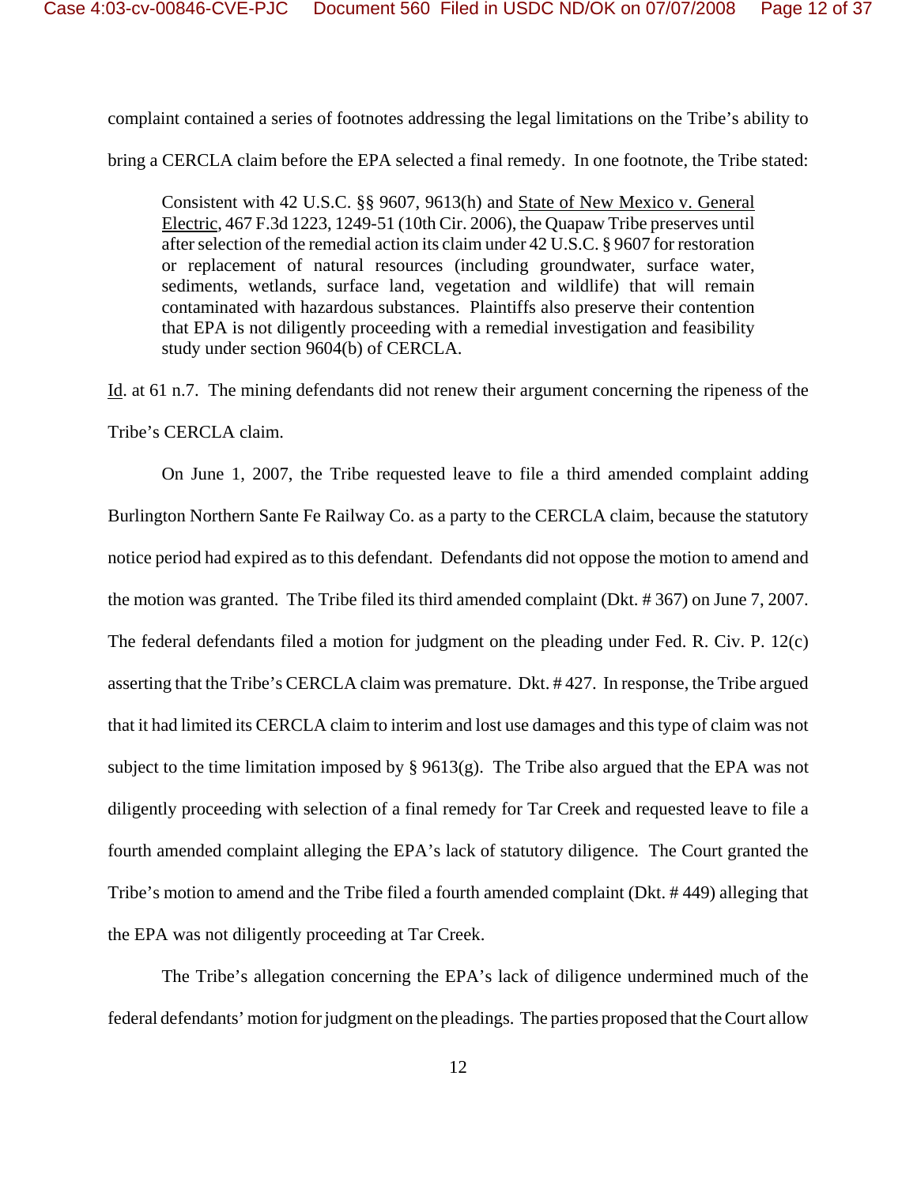complaint contained a series of footnotes addressing the legal limitations on the Tribe's ability to bring a CERCLA claim before the EPA selected a final remedy. In one footnote, the Tribe stated:

> Consistent with 42 U.S.C. §§ 9607, 9613(h) and State of New Mexico v. General Electric, 467 F.3d 1223, 1249-51 (10th Cir. 2006), the Quapaw Tribe preserves until after selection of the remedial action its claim under 42 U.S.C. § 9607 for restoration or replacement of natural resources (including groundwater, surface water, sediments, wetlands, surface land, vegetation and wildlife) that will remain contaminated with hazardous substances. Plaintiffs also preserve their contention that EPA is not diligently proceeding with a remedial investigation and feasibility study under section 9604(b) of CERCLA.

Id. at 61 n.7. The mining defendants did not renew their argument concerning the ripeness of the Tribe's CERCLA claim.

On June 1, 2007, the Tribe requested leave to file a third amended complaint adding Burlington Northern Sante Fe Railway Co. as a party to the CERCLA claim, because the statutory notice period had expired as to this defendant. Defendants did not oppose the motion to amend and the motion was granted. The Tribe filed its third amended complaint (Dkt. # 367) on June 7, 2007. The federal defendants filed a motion for judgment on the pleading under Fed. R. Civ. P. 12(c) asserting that the Tribe's CERCLA claim was premature. Dkt. # 427. In response, the Tribe argued that it had limited its CERCLA claim to interim and lost use damages and this type of claim was not subject to the time limitation imposed by § 9613(g). The Tribe also argued that the EPA was not diligently proceeding with selection of a final remedy for Tar Creek and requested leave to file a fourth amended complaint alleging the EPA's lack of statutory diligence. The Court granted the Tribe's motion to amend and the Tribe filed a fourth amended complaint (Dkt. # 449) alleging that the EPA was not diligently proceeding at Tar Creek.

The Tribe's allegation concerning the EPA's lack of diligence undermined much of the federal defendants' motion for judgment on the pleadings. The parties proposed that the Court allow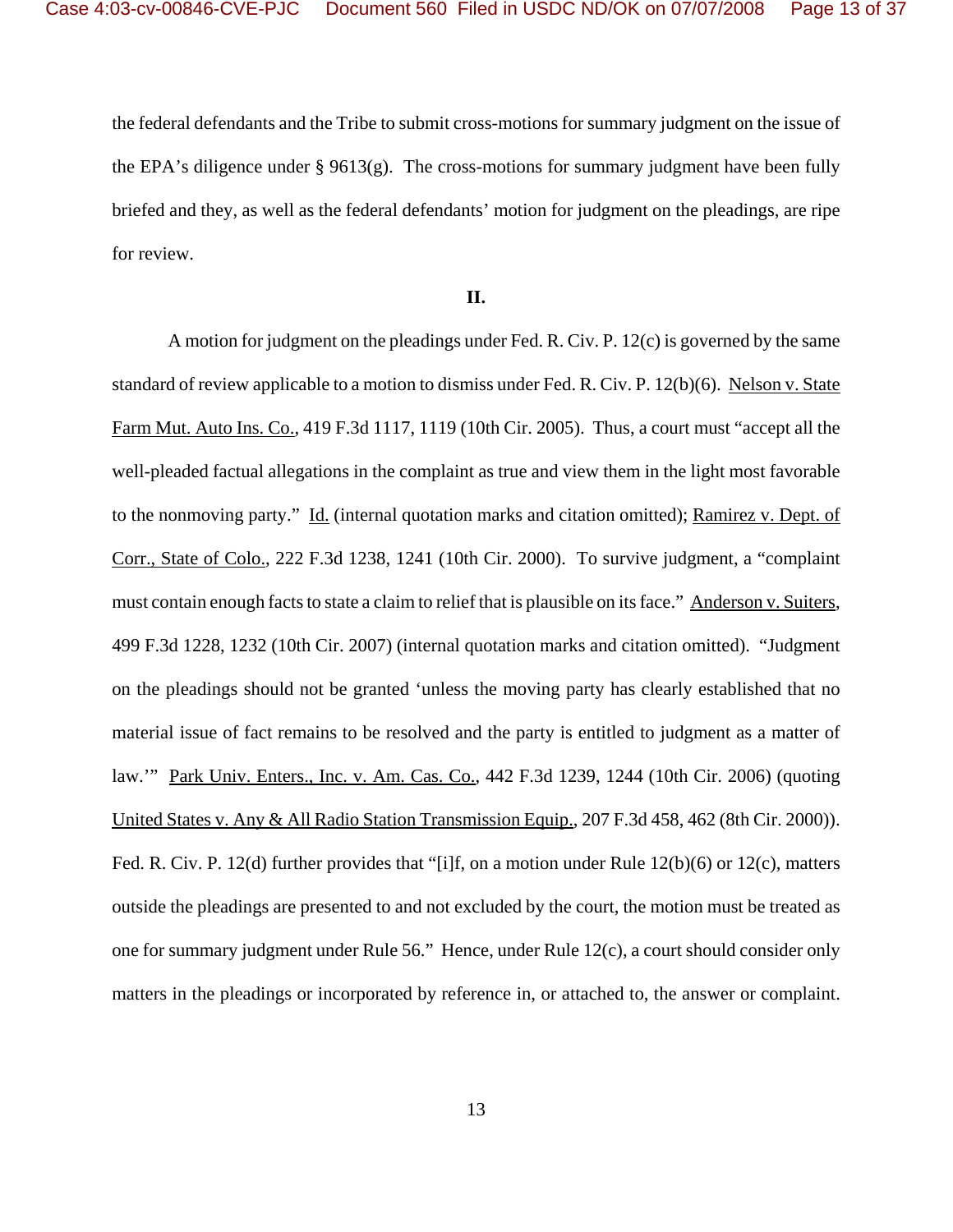the federal defendants and the Tribe to submit cross-motions for summary judgment on the issue of the EPA's diligence under § 9613(g). The cross-motions for summary judgment have been fully briefed and they, as well as the federal defendants' motion for judgment on the pleadings, are ripe for review.

**II.**

A motion for judgment on the pleadings under Fed. R. Civ. P. 12(c) is governed by the same standard of review applicable to a motion to dismiss under Fed. R. Civ. P. 12(b)(6). Nelson v. State Farm Mut. Auto Ins. Co., 419 F.3d 1117, 1119 (10th Cir. 2005). Thus, a court must "accept all the well-pleaded factual allegations in the complaint as true and view them in the light most favorable to the nonmoving party." Id. (internal quotation marks and citation omitted); Ramirez v. Dept. of Corr., State of Colo., 222 F.3d 1238, 1241 (10th Cir. 2000). To survive judgment, a "complaint must contain enough facts to state a claim to relief that is plausible on its face." Anderson v. Suiters, 499 F.3d 1228, 1232 (10th Cir. 2007) (internal quotation marks and citation omitted). "Judgment on the pleadings should not be granted 'unless the moving party has clearly established that no material issue of fact remains to be resolved and the party is entitled to judgment as a matter of law.'" Park Univ. Enters., Inc. v. Am. Cas. Co., 442 F.3d 1239, 1244 (10th Cir. 2006) (quoting United States v. Any & All Radio Station Transmission Equip., 207 F.3d 458, 462 (8th Cir. 2000)). Fed. R. Civ. P. 12(d) further provides that "[i]f, on a motion under Rule 12(b)(6) or 12(c), matters outside the pleadings are presented to and not excluded by the court, the motion must be treated as one for summary judgment under Rule 56." Hence, under Rule 12(c), a court should consider only matters in the pleadings or incorporated by reference in, or attached to, the answer or complaint.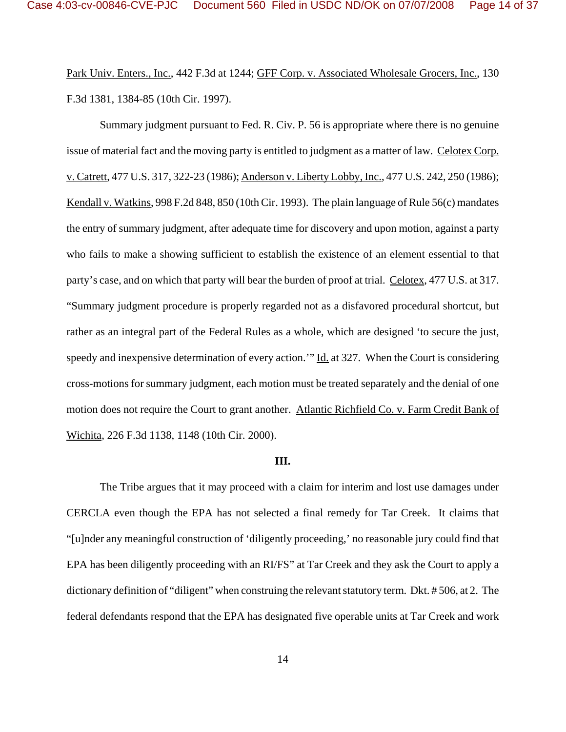Park Univ. Enters., Inc., 442 F.3d at 1244; GFF Corp. v. Associated Wholesale Grocers, Inc., 130 F.3d 1381, 1384-85 (10th Cir. 1997).

Summary judgment pursuant to Fed. R. Civ. P. 56 is appropriate where there is no genuine issue of material fact and the moving party is entitled to judgment as a matter of law. Celotex Corp. v. Catrett, 477 U.S. 317, 322-23 (1986); Anderson v. Liberty Lobby, Inc., 477 U.S. 242, 250 (1986); Kendall v. Watkins, 998 F.2d 848, 850 (10th Cir. 1993). The plain language of Rule 56(c) mandates the entry of summary judgment, after adequate time for discovery and upon motion, against a party who fails to make a showing sufficient to establish the existence of an element essential to that party's case, and on which that party will bear the burden of proof at trial. Celotex, 477 U.S. at 317. "Summary judgment procedure is properly regarded not as a disfavored procedural shortcut, but rather as an integral part of the Federal Rules as a whole, which are designed 'to secure the just, speedy and inexpensive determination of every action.'" Id. at 327. When the Court is considering cross-motions for summary judgment, each motion must be treated separately and the denial of one motion does not require the Court to grant another. Atlantic Richfield Co. v. Farm Credit Bank of Wichita, 226 F.3d 1138, 1148 (10th Cir. 2000).

**III.**

The Tribe argues that it may proceed with a claim for interim and lost use damages under CERCLA even though the EPA has not selected a final remedy for Tar Creek. It claims that "[u]nder any meaningful construction of 'diligently proceeding,' no reasonable jury could find that EPA has been diligently proceeding with an RI/FS" at Tar Creek and they ask the Court to apply a dictionary definition of "diligent" when construing the relevant statutory term. Dkt. # 506, at 2. The federal defendants respond that the EPA has designated five operable units at Tar Creek and work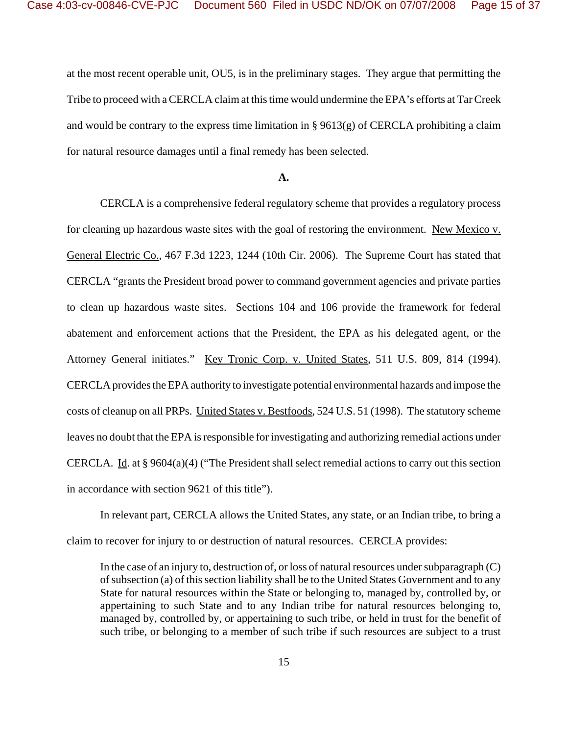at the most recent operable unit, OU5, is in the preliminary stages. They argue that permitting the Tribe to proceed with a CERCLA claim at this time would undermine the EPA's efforts at Tar Creek and would be contrary to the express time limitation in § 9613(g) of CERCLA prohibiting a claim for natural resource damages until a final remedy has been selected.

**A.**

CERCLA is a comprehensive federal regulatory scheme that provides a regulatory process for cleaning up hazardous waste sites with the goal of restoring the environment. New Mexico v. General Electric Co., 467 F.3d 1223, 1244 (10th Cir. 2006). The Supreme Court has stated that CERCLA "grants the President broad power to command government agencies and private parties to clean up hazardous waste sites. Sections 104 and 106 provide the framework for federal abatement and enforcement actions that the President, the EPA as his delegated agent, or the Attorney General initiates." Key Tronic Corp. v. United States, 511 U.S. 809, 814 (1994). CERCLA provides the EPA authority to investigate potential environmental hazards and impose the costs of cleanup on all PRPs. United States v. Bestfoods, 524 U.S. 51 (1998). The statutory scheme leaves no doubt that the EPA is responsible for investigating and authorizing remedial actions under CERCLA. Id. at § 9604(a)(4) ("The President shall select remedial actions to carry out this section in accordance with section 9621 of this title").

In relevant part, CERCLA allows the United States, any state, or an Indian tribe, to bring a claim to recover for injury to or destruction of natural resources. CERCLA provides:

> In the case of an injury to, destruction of, or loss of natural resources under subparagraph (C) of subsection (a) of this section liability shall be to the United States Government and to any State for natural resources within the State or belonging to, managed by, controlled by, or appertaining to such State and to any Indian tribe for natural resources belonging to, managed by, controlled by, or appertaining to such tribe, or held in trust for the benefit of such tribe, or belonging to a member of such tribe if such resources are subject to a trust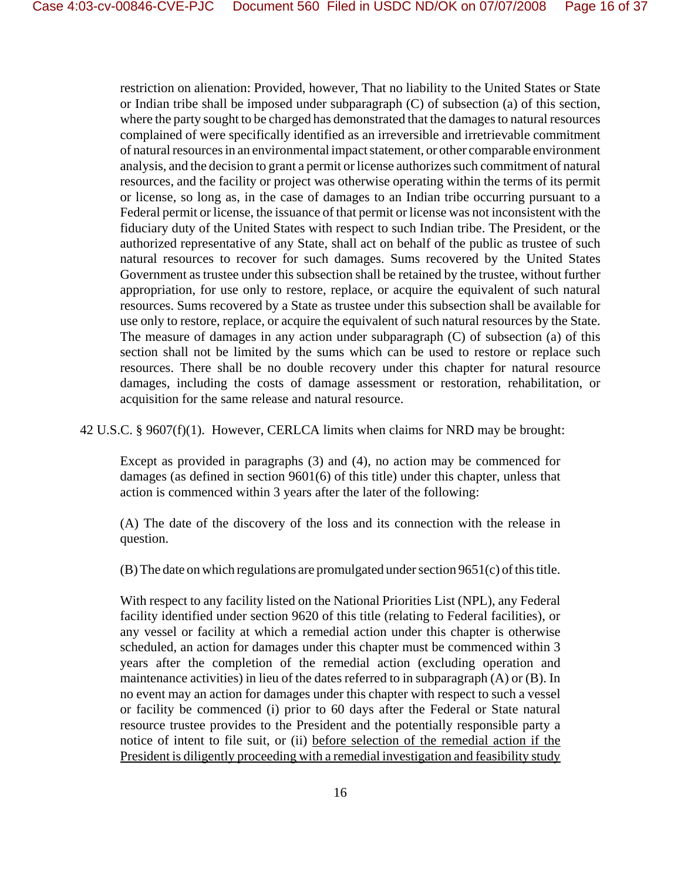> restriction on alienation: Provided, however, That no liability to the United States or State or Indian tribe shall be imposed under subparagraph (C) of subsection (a) of this section, where the party sought to be charged has demonstrated that the damages to natural resources complained of were specifically identified as an irreversible and irretrievable commitment of natural resources in an environmental impact statement, or other comparable environment analysis, and the decision to grant a permit or license authorizes such commitment of natural resources, and the facility or project was otherwise operating within the terms of its permit or license, so long as, in the case of damages to an Indian tribe occurring pursuant to a Federal permit or license, the issuance of that permit or license was not inconsistent with the fiduciary duty of the United States with respect to such Indian tribe. The President, or the authorized representative of any State, shall act on behalf of the public as trustee of such natural resources to recover for such damages. Sums recovered by the United States Government as trustee under this subsection shall be retained by the trustee, without further appropriation, for use only to restore, replace, or acquire the equivalent of such natural resources. Sums recovered by a State as trustee under this subsection shall be available for use only to restore, replace, or acquire the equivalent of such natural resources by the State. The measure of damages in any action under subparagraph (C) of subsection (a) of this section shall not be limited by the sums which can be used to restore or replace such resources. There shall be no double recovery under this chapter for natural resource damages, including the costs of damage assessment or restoration, rehabilitation, or acquisition for the same release and natural resource.

42 U.S.C. § 9607(f)(1). However, CERLCA limits when claims for NRD may be brought:

> Except as provided in paragraphs (3) and (4), no action may be commenced for damages (as defined in section 9601(6) of this title) under this chapter, unless that action is commenced within 3 years after the later of the following:
>
> (A) The date of the discovery of the loss and its connection with the release in question.
>
> (B) The date on which regulations are promulgated under section 9651(c) of this title.
>
> With respect to any facility listed on the National Priorities List (NPL), any Federal facility identified under section 9620 of this title (relating to Federal facilities), or any vessel or facility at which a remedial action under this chapter is otherwise scheduled, an action for damages under this chapter must be commenced within 3 years after the completion of the remedial action (excluding operation and maintenance activities) in lieu of the dates referred to in subparagraph (A) or (B). In no event may an action for damages under this chapter with respect to such a vessel or facility be commenced (i) prior to 60 days after the Federal or State natural resource trustee provides to the President and the potentially responsible party a notice of intent to file suit, or (ii) <u>before selection of the remedial action if the President is diligently proceeding with a remedial investigation and feasibility study</u>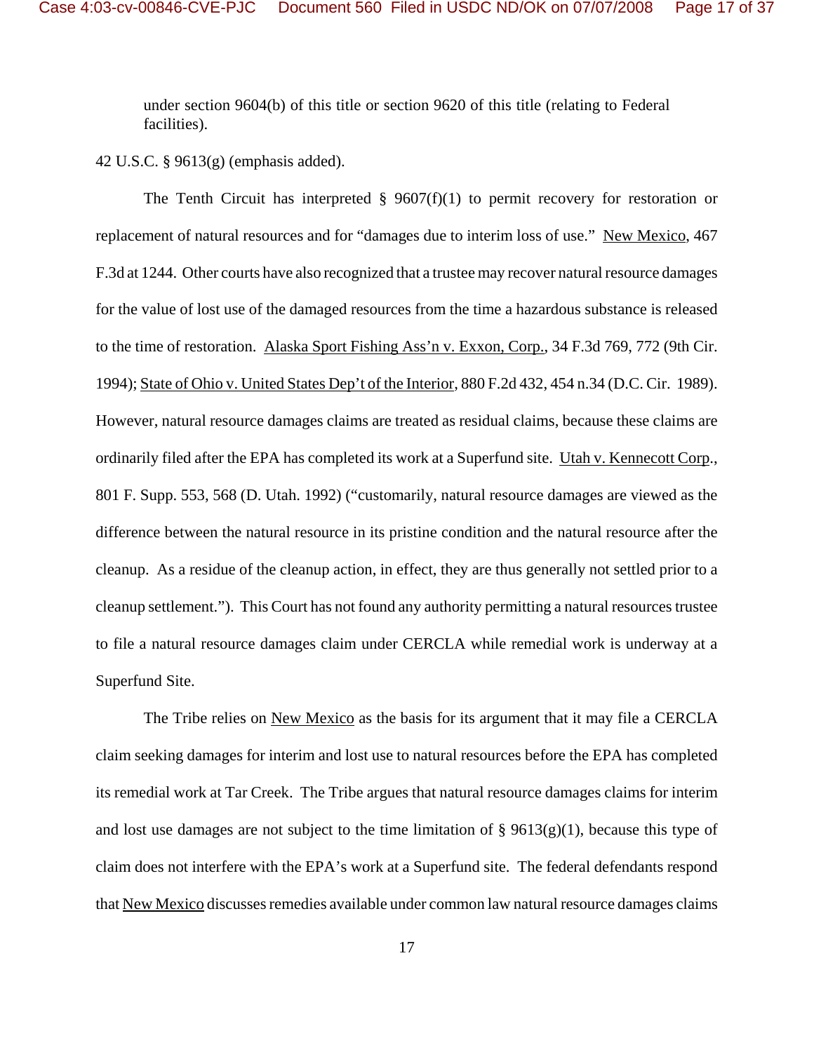under section 9604(b) of this title or section 9620 of this title (relating to Federal facilities).

42 U.S.C. § 9613(g) (emphasis added).

The Tenth Circuit has interpreted § 9607(f)(1) to permit recovery for restoration or replacement of natural resources and for "damages due to interim loss of use." New Mexico, 467 F.3d at 1244. Other courts have also recognized that a trustee may recover natural resource damages for the value of lost use of the damaged resources from the time a hazardous substance is released to the time of restoration. Alaska Sport Fishing Ass'n v. Exxon, Corp., 34 F.3d 769, 772 (9th Cir. 1994); State of Ohio v. United States Dep't of the Interior, 880 F.2d 432, 454 n.34 (D.C. Cir. 1989). However, natural resource damages claims are treated as residual claims, because these claims are ordinarily filed after the EPA has completed its work at a Superfund site. Utah v. Kennecott Corp., 801 F. Supp. 553, 568 (D. Utah. 1992) ("customarily, natural resource damages are viewed as the difference between the natural resource in its pristine condition and the natural resource after the cleanup. As a residue of the cleanup action, in effect, they are thus generally not settled prior to a cleanup settlement."). This Court has not found any authority permitting a natural resources trustee to file a natural resource damages claim under CERCLA while remedial work is underway at a Superfund Site.

The Tribe relies on New Mexico as the basis for its argument that it may file a CERCLA claim seeking damages for interim and lost use to natural resources before the EPA has completed its remedial work at Tar Creek. The Tribe argues that natural resource damages claims for interim and lost use damages are not subject to the time limitation of § 9613(g)(1), because this type of claim does not interfere with the EPA's work at a Superfund site. The federal defendants respond that New Mexico discusses remedies available under common law natural resource damages claims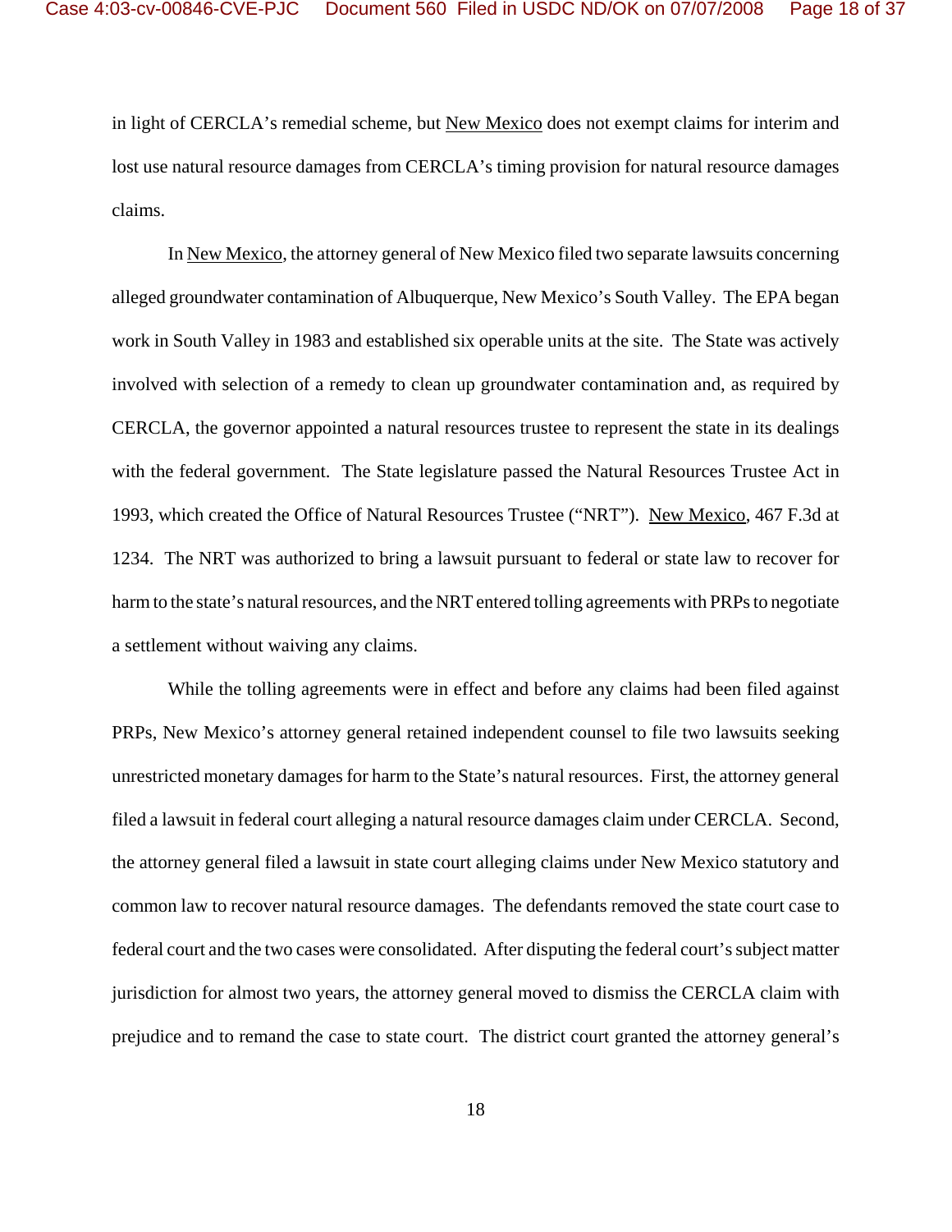in light of CERCLA's remedial scheme, but New Mexico does not exempt claims for interim and lost use natural resource damages from CERCLA's timing provision for natural resource damages claims.

In New Mexico, the attorney general of New Mexico filed two separate lawsuits concerning alleged groundwater contamination of Albuquerque, New Mexico's South Valley. The EPA began work in South Valley in 1983 and established six operable units at the site. The State was actively involved with selection of a remedy to clean up groundwater contamination and, as required by CERCLA, the governor appointed a natural resources trustee to represent the state in its dealings with the federal government. The State legislature passed the Natural Resources Trustee Act in 1993, which created the Office of Natural Resources Trustee ("NRT"). New Mexico, 467 F.3d at 1234. The NRT was authorized to bring a lawsuit pursuant to federal or state law to recover for harm to the state's natural resources, and the NRT entered tolling agreements with PRPs to negotiate a settlement without waiving any claims.

While the tolling agreements were in effect and before any claims had been filed against PRPs, New Mexico's attorney general retained independent counsel to file two lawsuits seeking unrestricted monetary damages for harm to the State's natural resources. First, the attorney general filed a lawsuit in federal court alleging a natural resource damages claim under CERCLA. Second, the attorney general filed a lawsuit in state court alleging claims under New Mexico statutory and common law to recover natural resource damages. The defendants removed the state court case to federal court and the two cases were consolidated. After disputing the federal court's subject matter jurisdiction for almost two years, the attorney general moved to dismiss the CERCLA claim with prejudice and to remand the case to state court. The district court granted the attorney general's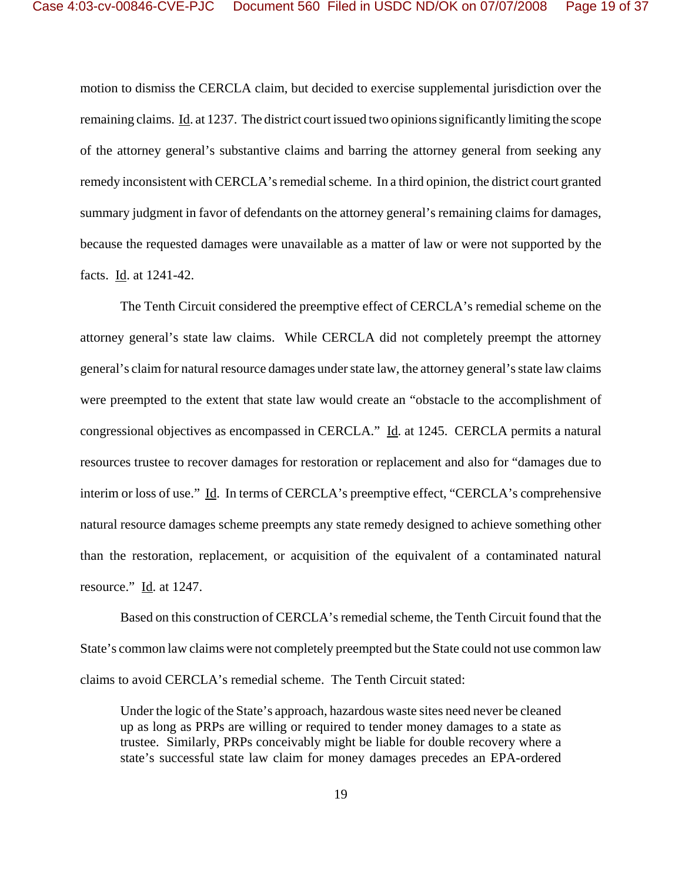motion to dismiss the CERCLA claim, but decided to exercise supplemental jurisdiction over the remaining claims. Id. at 1237. The district court issued two opinions significantly limiting the scope of the attorney general's substantive claims and barring the attorney general from seeking any remedy inconsistent with CERCLA's remedial scheme. In a third opinion, the district court granted summary judgment in favor of defendants on the attorney general's remaining claims for damages, because the requested damages were unavailable as a matter of law or were not supported by the facts. Id. at 1241-42.

The Tenth Circuit considered the preemptive effect of CERCLA's remedial scheme on the attorney general's state law claims. While CERCLA did not completely preempt the attorney general's claim for natural resource damages under state law, the attorney general's state law claims were preempted to the extent that state law would create an "obstacle to the accomplishment of congressional objectives as encompassed in CERCLA." Id. at 1245. CERCLA permits a natural resources trustee to recover damages for restoration or replacement and also for "damages due to interim or loss of use." Id. In terms of CERCLA's preemptive effect, "CERCLA's comprehensive natural resource damages scheme preempts any state remedy designed to achieve something other than the restoration, replacement, or acquisition of the equivalent of a contaminated natural resource." Id. at 1247.

Based on this construction of CERCLA's remedial scheme, the Tenth Circuit found that the State's common law claims were not completely preempted but the State could not use common law claims to avoid CERCLA's remedial scheme. The Tenth Circuit stated:

> Under the logic of the State's approach, hazardous waste sites need never be cleaned up as long as PRPs are willing or required to tender money damages to a state as trustee. Similarly, PRPs conceivably might be liable for double recovery where a state's successful state law claim for money damages precedes an EPA-ordered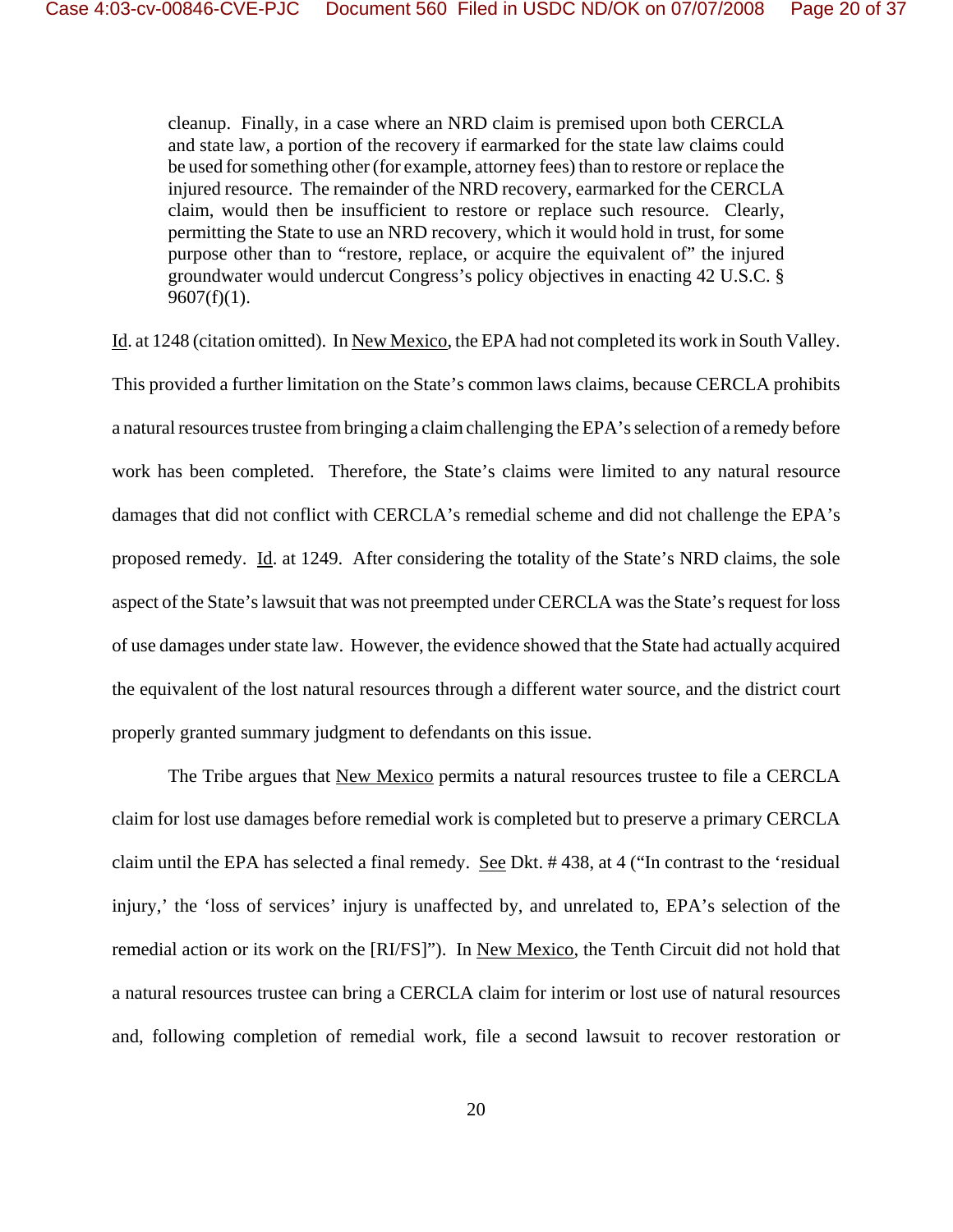> cleanup. Finally, in a case where an NRD claim is premised upon both CERCLA and state law, a portion of the recovery if earmarked for the state law claims could be used for something other (for example, attorney fees) than to restore or replace the injured resource. The remainder of the NRD recovery, earmarked for the CERCLA claim, would then be insufficient to restore or replace such resource. Clearly, permitting the State to use an NRD recovery, which it would hold in trust, for some purpose other than to "restore, replace, or acquire the equivalent of" the injured groundwater would undercut Congress's policy objectives in enacting 42 U.S.C. § 9607(f)(1).

Id. at 1248 (citation omitted). In New Mexico, the EPA had not completed its work in South Valley. This provided a further limitation on the State's common laws claims, because CERCLA prohibits a natural resources trustee from bringing a claim challenging the EPA's selection of a remedy before work has been completed. Therefore, the State's claims were limited to any natural resource damages that did not conflict with CERCLA's remedial scheme and did not challenge the EPA's proposed remedy. Id. at 1249. After considering the totality of the State's NRD claims, the sole aspect of the State's lawsuit that was not preempted under CERCLA was the State's request for loss of use damages under state law. However, the evidence showed that the State had actually acquired the equivalent of the lost natural resources through a different water source, and the district court properly granted summary judgment to defendants on this issue.

The Tribe argues that New Mexico permits a natural resources trustee to file a CERCLA claim for lost use damages before remedial work is completed but to preserve a primary CERCLA claim until the EPA has selected a final remedy. See Dkt. # 438, at 4 ("In contrast to the 'residual injury,' the 'loss of services' injury is unaffected by, and unrelated to, EPA's selection of the remedial action or its work on the [RI/FS]"). In New Mexico, the Tenth Circuit did not hold that a natural resources trustee can bring a CERCLA claim for interim or lost use of natural resources and, following completion of remedial work, file a second lawsuit to recover restoration or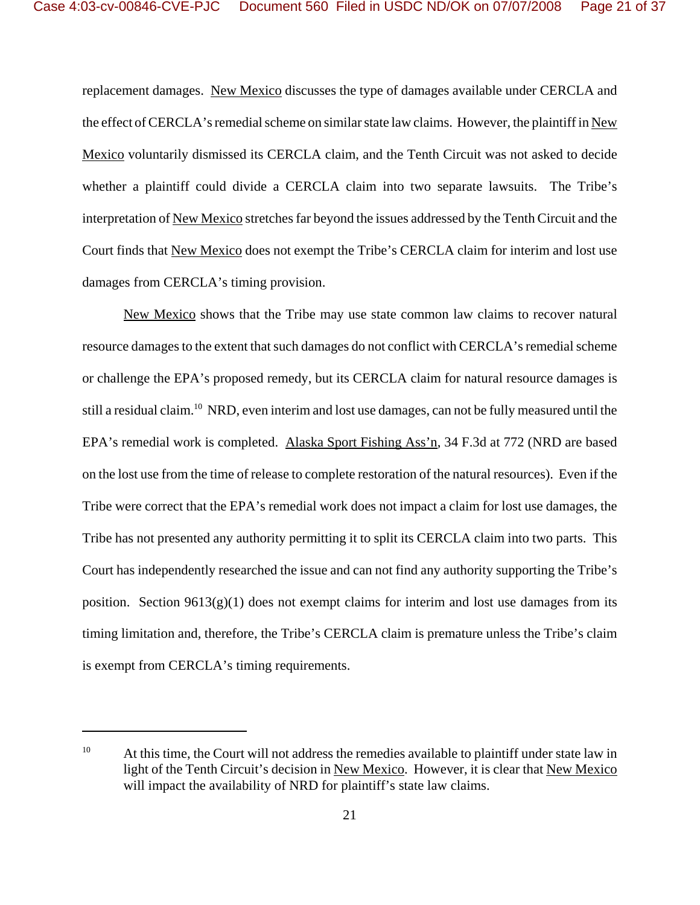replacement damages. New Mexico discusses the type of damages available under CERCLA and the effect of CERCLA's remedial scheme on similar state law claims. However, the plaintiff in New Mexico voluntarily dismissed its CERCLA claim, and the Tenth Circuit was not asked to decide whether a plaintiff could divide a CERCLA claim into two separate lawsuits. The Tribe's interpretation of New Mexico stretches far beyond the issues addressed by the Tenth Circuit and the Court finds that New Mexico does not exempt the Tribe's CERCLA claim for interim and lost use damages from CERCLA's timing provision.

New Mexico shows that the Tribe may use state common law claims to recover natural resource damages to the extent that such damages do not conflict with CERCLA's remedial scheme or challenge the EPA's proposed remedy, but its CERCLA claim for natural resource damages is still a residual claim.[10] NRD, even interim and lost use damages, can not be fully measured until the EPA's remedial work is completed. Alaska Sport Fishing Ass'n, 34 F.3d at 772 (NRD are based on the lost use from the time of release to complete restoration of the natural resources). Even if the Tribe were correct that the EPA's remedial work does not impact a claim for lost use damages, the Tribe has not presented any authority permitting it to split its CERCLA claim into two parts. This Court has independently researched the issue and can not find any authority supporting the Tribe's position. Section 9613(g)(1) does not exempt claims for interim and lost use damages from its timing limitation and, therefore, the Tribe's CERCLA claim is premature unless the Tribe's claim is exempt from CERCLA's timing requirements.

---

[10] At this time, the Court will not address the remedies available to plaintiff under state law in light of the Tenth Circuit's decision in New Mexico. However, it is clear that New Mexico will impact the availability of NRD for plaintiff's state law claims.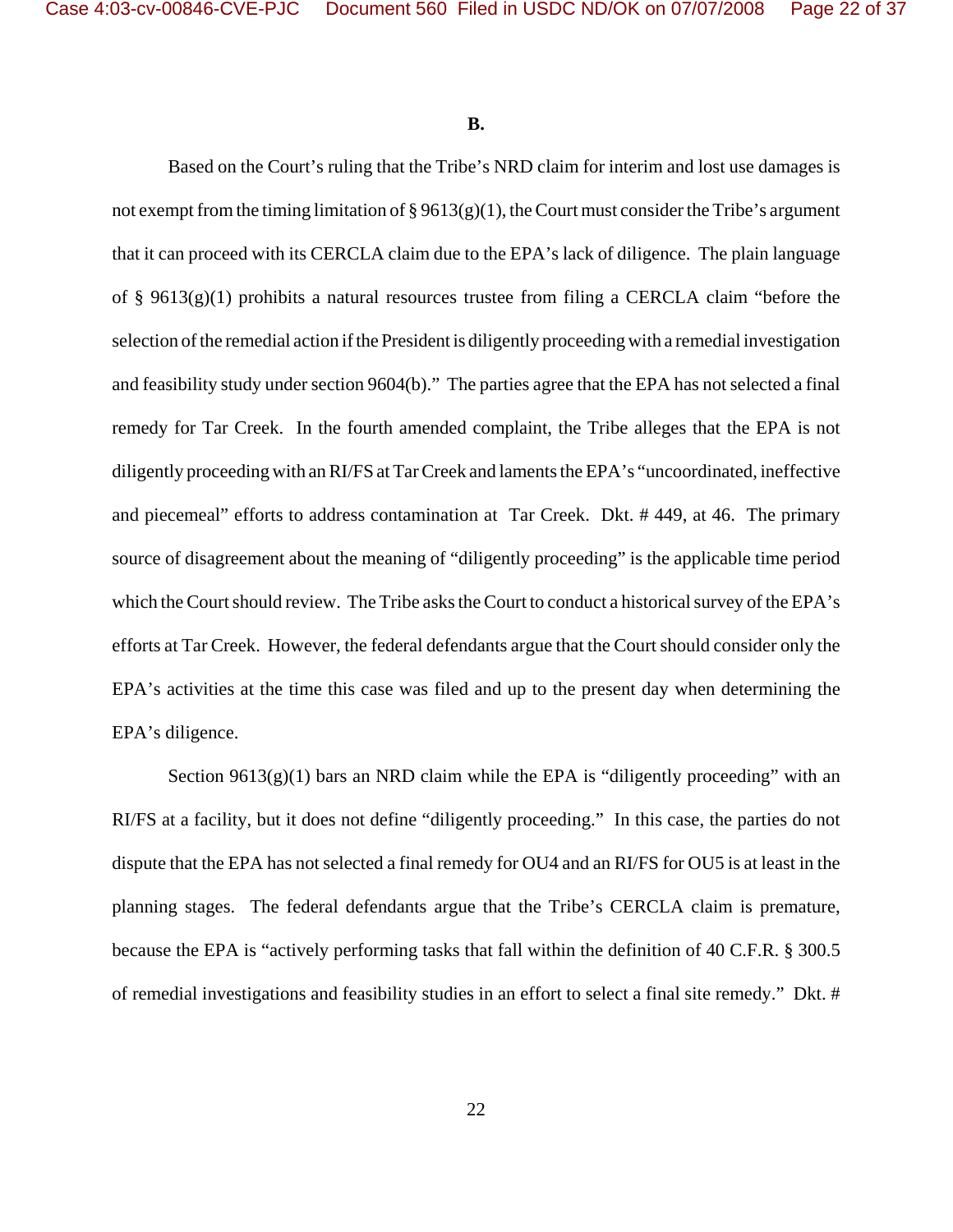**B.**

Based on the Court's ruling that the Tribe's NRD claim for interim and lost use damages is not exempt from the timing limitation of § 9613(g)(1), the Court must consider the Tribe's argument that it can proceed with its CERCLA claim due to the EPA's lack of diligence. The plain language of § 9613(g)(1) prohibits a natural resources trustee from filing a CERCLA claim "before the selection of the remedial action if the President is diligently proceeding with a remedial investigation and feasibility study under section 9604(b)." The parties agree that the EPA has not selected a final remedy for Tar Creek. In the fourth amended complaint, the Tribe alleges that the EPA is not diligently proceeding with an RI/FS at Tar Creek and laments the EPA's "uncoordinated, ineffective and piecemeal" efforts to address contamination at Tar Creek. Dkt. # 449, at 46. The primary source of disagreement about the meaning of "diligently proceeding" is the applicable time period which the Court should review. The Tribe asks the Court to conduct a historical survey of the EPA's efforts at Tar Creek. However, the federal defendants argue that the Court should consider only the EPA's activities at the time this case was filed and up to the present day when determining the EPA's diligence.

Section 9613(g)(1) bars an NRD claim while the EPA is "diligently proceeding" with an RI/FS at a facility, but it does not define "diligently proceeding." In this case, the parties do not dispute that the EPA has not selected a final remedy for OU4 and an RI/FS for OU5 is at least in the planning stages. The federal defendants argue that the Tribe's CERCLA claim is premature, because the EPA is "actively performing tasks that fall within the definition of 40 C.F.R. § 300.5 of remedial investigations and feasibility studies in an effort to select a final site remedy." Dkt. #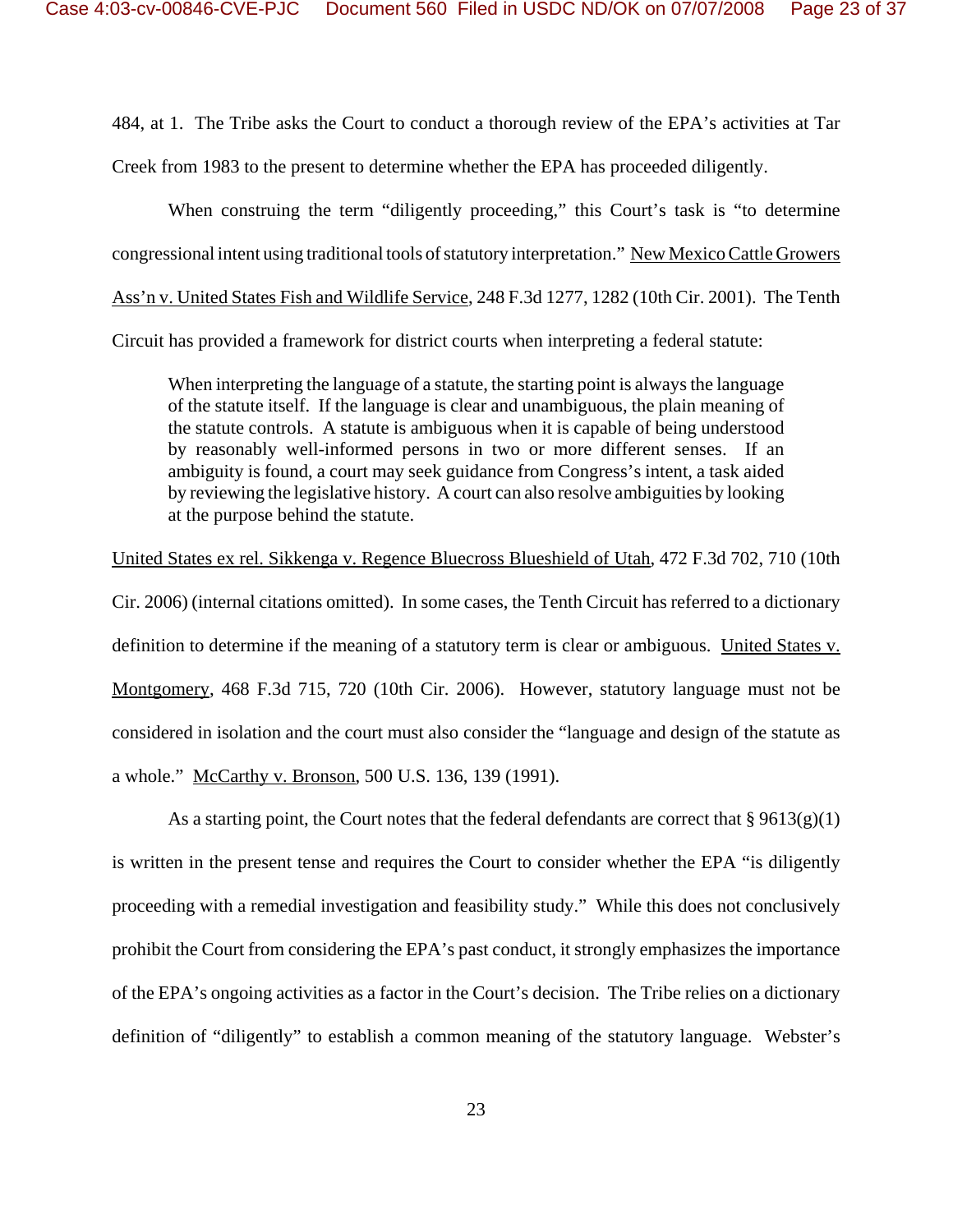484, at 1. The Tribe asks the Court to conduct a thorough review of the EPA's activities at Tar Creek from 1983 to the present to determine whether the EPA has proceeded diligently.

When construing the term "diligently proceeding," this Court's task is "to determine congressional intent using traditional tools of statutory interpretation." New Mexico Cattle Growers Ass'n v. United States Fish and Wildlife Service, 248 F.3d 1277, 1282 (10th Cir. 2001). The Tenth Circuit has provided a framework for district courts when interpreting a federal statute:

> When interpreting the language of a statute, the starting point is always the language of the statute itself. If the language is clear and unambiguous, the plain meaning of the statute controls. A statute is ambiguous when it is capable of being understood by reasonably well-informed persons in two or more different senses. If an ambiguity is found, a court may seek guidance from Congress's intent, a task aided by reviewing the legislative history. A court can also resolve ambiguities by looking at the purpose behind the statute.

United States ex rel. Sikkenga v. Regence Bluecross Blueshield of Utah, 472 F.3d 702, 710 (10th Cir. 2006) (internal citations omitted). In some cases, the Tenth Circuit has referred to a dictionary definition to determine if the meaning of a statutory term is clear or ambiguous. United States v. Montgomery, 468 F.3d 715, 720 (10th Cir. 2006). However, statutory language must not be considered in isolation and the court must also consider the "language and design of the statute as a whole." McCarthy v. Bronson, 500 U.S. 136, 139 (1991).

As a starting point, the Court notes that the federal defendants are correct that § 9613(g)(1) is written in the present tense and requires the Court to consider whether the EPA "is diligently proceeding with a remedial investigation and feasibility study." While this does not conclusively prohibit the Court from considering the EPA's past conduct, it strongly emphasizes the importance of the EPA's ongoing activities as a factor in the Court's decision. The Tribe relies on a dictionary definition of "diligently" to establish a common meaning of the statutory language. Webster's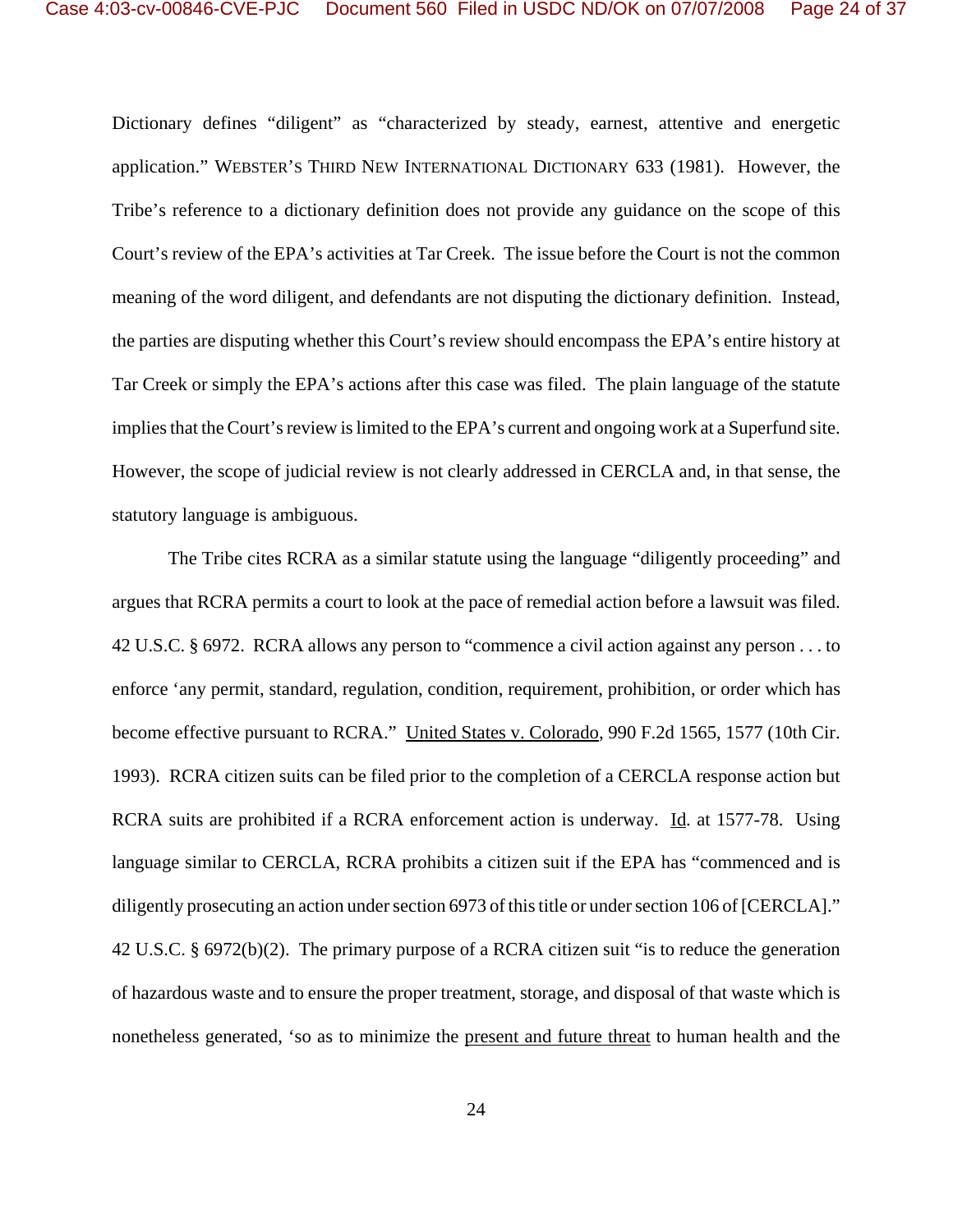Dictionary defines "diligent" as "characterized by steady, earnest, attentive and energetic application." WEBSTER'S THIRD NEW INTERNATIONAL DICTIONARY 633 (1981). However, the Tribe's reference to a dictionary definition does not provide any guidance on the scope of this Court's review of the EPA's activities at Tar Creek. The issue before the Court is not the common meaning of the word diligent, and defendants are not disputing the dictionary definition. Instead, the parties are disputing whether this Court's review should encompass the EPA's entire history at Tar Creek or simply the EPA's actions after this case was filed. The plain language of the statute implies that the Court's review is limited to the EPA's current and ongoing work at a Superfund site. However, the scope of judicial review is not clearly addressed in CERCLA and, in that sense, the statutory language is ambiguous.

The Tribe cites RCRA as a similar statute using the language "diligently proceeding" and argues that RCRA permits a court to look at the pace of remedial action before a lawsuit was filed. 42 U.S.C. § 6972. RCRA allows any person to "commence a civil action against any person . . . to enforce 'any permit, standard, regulation, condition, requirement, prohibition, or order which has become effective pursuant to RCRA." United States v. Colorado, 990 F.2d 1565, 1577 (10th Cir. 1993). RCRA citizen suits can be filed prior to the completion of a CERCLA response action but RCRA suits are prohibited if a RCRA enforcement action is underway. Id. at 1577-78. Using language similar to CERCLA, RCRA prohibits a citizen suit if the EPA has "commenced and is diligently prosecuting an action under section 6973 of this title or under section 106 of [CERCLA]." 42 U.S.C. § 6972(b)(2). The primary purpose of a RCRA citizen suit "is to reduce the generation of hazardous waste and to ensure the proper treatment, storage, and disposal of that waste which is nonetheless generated, 'so as to minimize the present and future threat to human health and the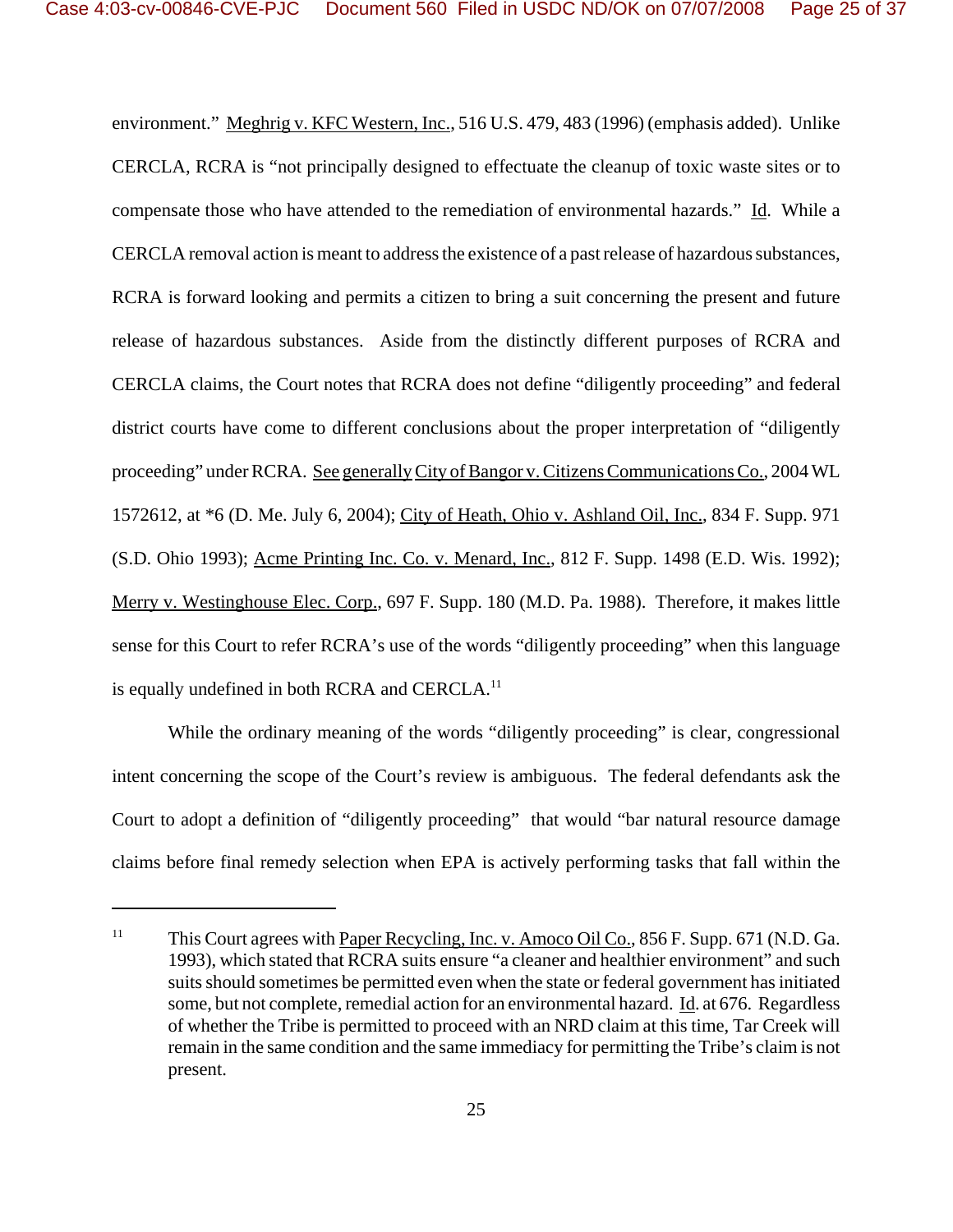environment." Meghrig v. KFC Western, Inc., 516 U.S. 479, 483 (1996) (emphasis added). Unlike CERCLA, RCRA is "not principally designed to effectuate the cleanup of toxic waste sites or to compensate those who have attended to the remediation of environmental hazards." Id. While a CERCLA removal action is meant to address the existence of a past release of hazardous substances, RCRA is forward looking and permits a citizen to bring a suit concerning the present and future release of hazardous substances. Aside from the distinctly different purposes of RCRA and CERCLA claims, the Court notes that RCRA does not define "diligently proceeding" and federal district courts have come to different conclusions about the proper interpretation of "diligently proceeding" under RCRA. See generally City of Bangor v. Citizens Communications Co., 2004 WL 1572612, at *6 (D. Me. July 6, 2004); City of Heath, Ohio v. Ashland Oil, Inc., 834 F. Supp. 971 (S.D. Ohio 1993); Acme Printing Inc. Co. v. Menard, Inc., 812 F. Supp. 1498 (E.D. Wis. 1992); Merry v. Westinghouse Elec. Corp., 697 F. Supp. 180 (M.D. Pa. 1988). Therefore, it makes little sense for this Court to refer RCRA's use of the words "diligently proceeding" when this language is equally undefined in both RCRA and CERCLA.[11]

While the ordinary meaning of the words "diligently proceeding" is clear, congressional intent concerning the scope of the Court's review is ambiguous. The federal defendants ask the Court to adopt a definition of "diligently proceeding" that would "bar natural resource damage claims before final remedy selection when EPA is actively performing tasks that fall within the

---

[11] This Court agrees with Paper Recycling, Inc. v. Amoco Oil Co., 856 F. Supp. 671 (N.D. Ga. 1993), which stated that RCRA suits ensure "a cleaner and healthier environment" and such suits should sometimes be permitted even when the state or federal government has initiated some, but not complete, remedial action for an environmental hazard. Id. at 676. Regardless of whether the Tribe is permitted to proceed with an NRD claim at this time, Tar Creek will remain in the same condition and the same immediacy for permitting the Tribe's claim is not present.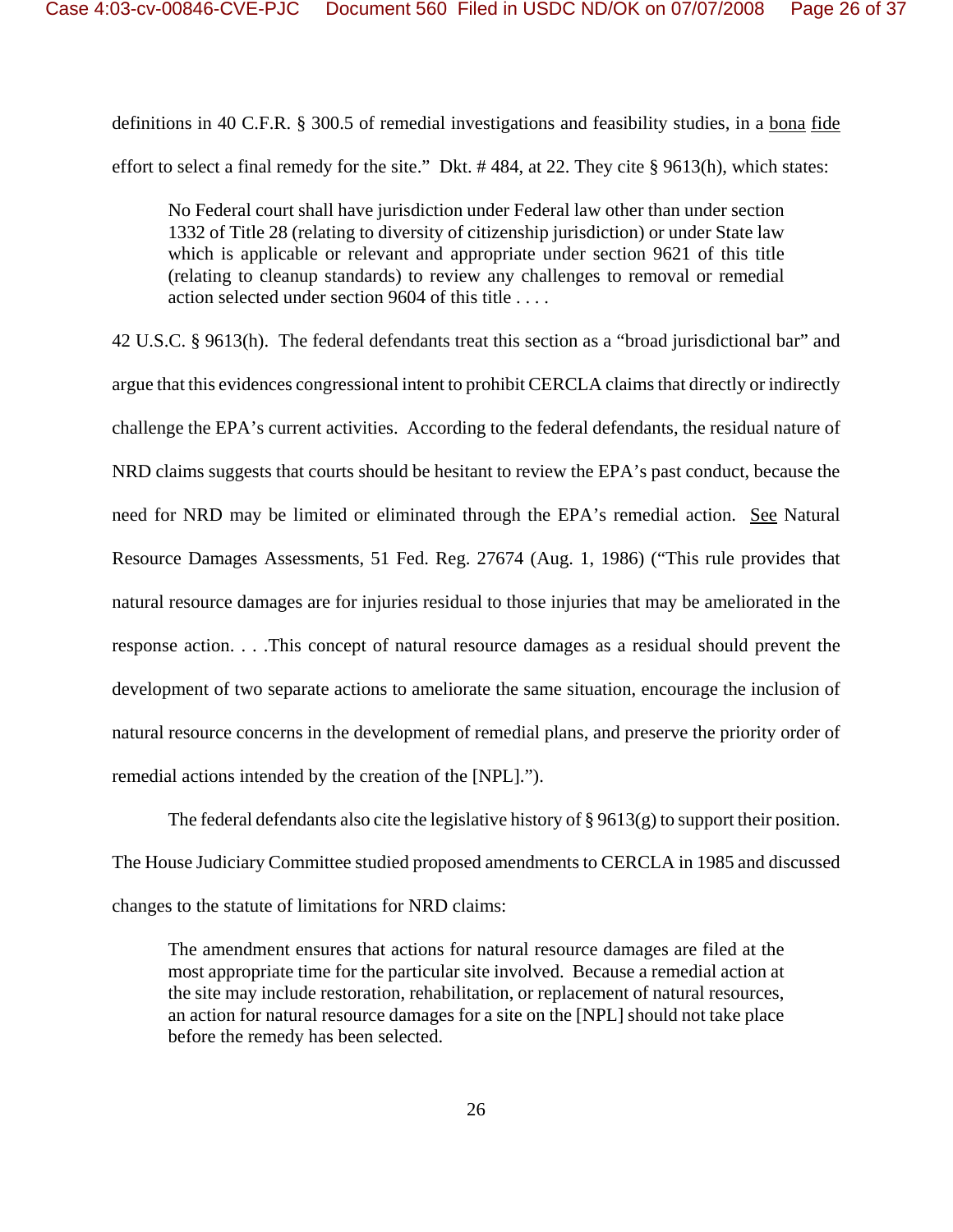definitions in 40 C.F.R. § 300.5 of remedial investigations and feasibility studies, in a bona fide effort to select a final remedy for the site." Dkt. # 484, at 22. They cite § 9613(h), which states:

> No Federal court shall have jurisdiction under Federal law other than under section 1332 of Title 28 (relating to diversity of citizenship jurisdiction) or under State law which is applicable or relevant and appropriate under section 9621 of this title (relating to cleanup standards) to review any challenges to removal or remedial action selected under section 9604 of this title . . . .

42 U.S.C. § 9613(h). The federal defendants treat this section as a "broad jurisdictional bar" and argue that this evidences congressional intent to prohibit CERCLA claims that directly or indirectly challenge the EPA's current activities. According to the federal defendants, the residual nature of NRD claims suggests that courts should be hesitant to review the EPA's past conduct, because the need for NRD may be limited or eliminated through the EPA's remedial action. See Natural Resource Damages Assessments, 51 Fed. Reg. 27674 (Aug. 1, 1986) ("This rule provides that natural resource damages are for injuries residual to those injuries that may be ameliorated in the response action. . . .This concept of natural resource damages as a residual should prevent the development of two separate actions to ameliorate the same situation, encourage the inclusion of natural resource concerns in the development of remedial plans, and preserve the priority order of remedial actions intended by the creation of the [NPL].").

The federal defendants also cite the legislative history of § 9613(g) to support their position. The House Judiciary Committee studied proposed amendments to CERCLA in 1985 and discussed changes to the statute of limitations for NRD claims:

> The amendment ensures that actions for natural resource damages are filed at the most appropriate time for the particular site involved. Because a remedial action at the site may include restoration, rehabilitation, or replacement of natural resources, an action for natural resource damages for a site on the [NPL] should not take place before the remedy has been selected.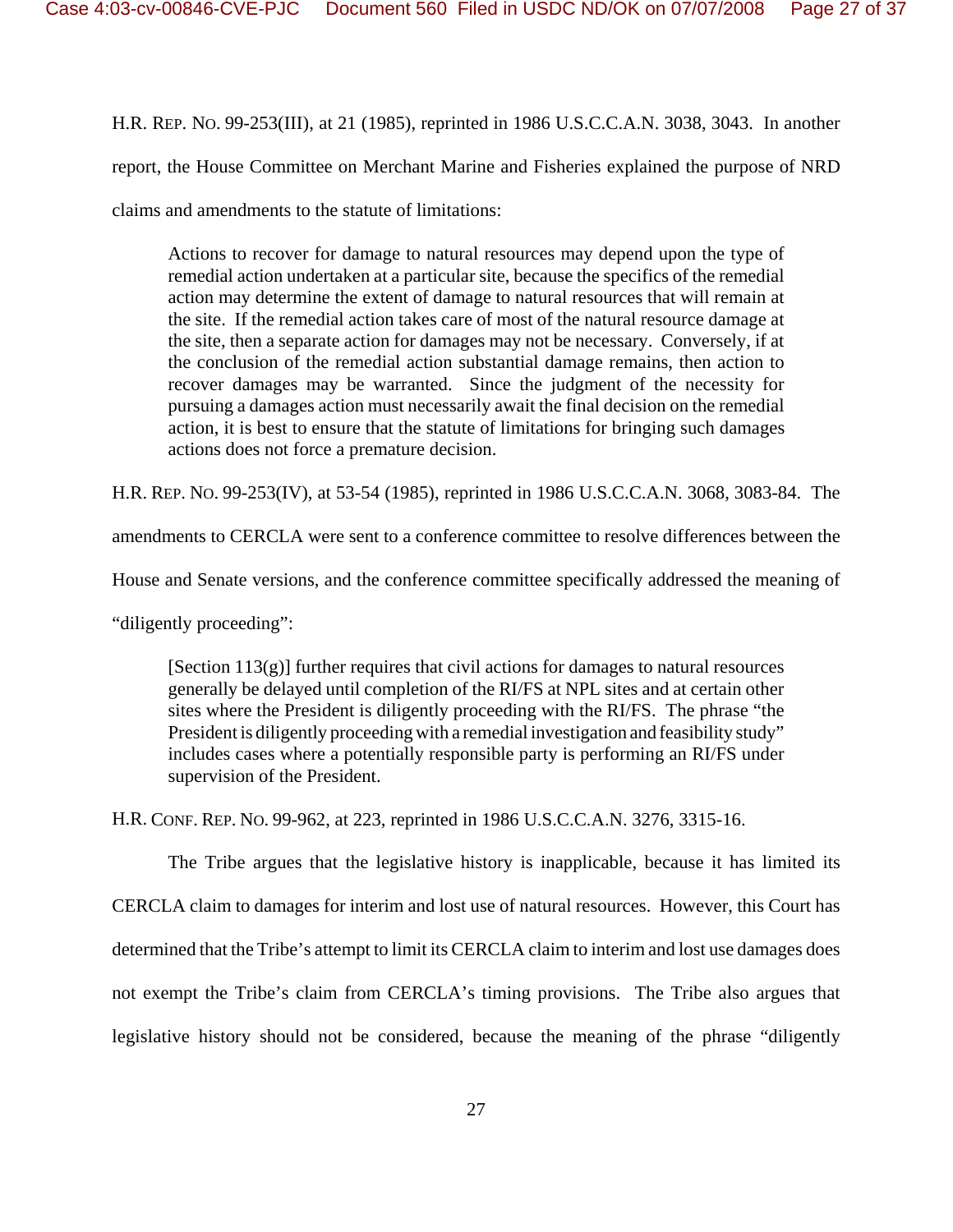H.R. REP. NO. 99-253(III), at 21 (1985), reprinted in 1986 U.S.C.C.A.N. 3038, 3043. In another report, the House Committee on Merchant Marine and Fisheries explained the purpose of NRD claims and amendments to the statute of limitations:

> Actions to recover for damage to natural resources may depend upon the type of remedial action undertaken at a particular site, because the specifics of the remedial action may determine the extent of damage to natural resources that will remain at the site. If the remedial action takes care of most of the natural resource damage at the site, then a separate action for damages may not be necessary. Conversely, if at the conclusion of the remedial action substantial damage remains, then action to recover damages may be warranted. Since the judgment of the necessity for pursuing a damages action must necessarily await the final decision on the remedial action, it is best to ensure that the statute of limitations for bringing such damages actions does not force a premature decision.

H.R. REP. NO. 99-253(IV), at 53-54 (1985), reprinted in 1986 U.S.C.C.A.N. 3068, 3083-84. The amendments to CERCLA were sent to a conference committee to resolve differences between the House and Senate versions, and the conference committee specifically addressed the meaning of "diligently proceeding":

> [Section 113(g)] further requires that civil actions for damages to natural resources generally be delayed until completion of the RI/FS at NPL sites and at certain other sites where the President is diligently proceeding with the RI/FS. The phrase "the President is diligently proceeding with a remedial investigation and feasibility study" includes cases where a potentially responsible party is performing an RI/FS under supervision of the President.

H.R. CONF. REP. NO. 99-962, at 223, reprinted in 1986 U.S.C.C.A.N. 3276, 3315-16.

The Tribe argues that the legislative history is inapplicable, because it has limited its CERCLA claim to damages for interim and lost use of natural resources. However, this Court has determined that the Tribe's attempt to limit its CERCLA claim to interim and lost use damages does not exempt the Tribe's claim from CERCLA's timing provisions. The Tribe also argues that legislative history should not be considered, because the meaning of the phrase "diligently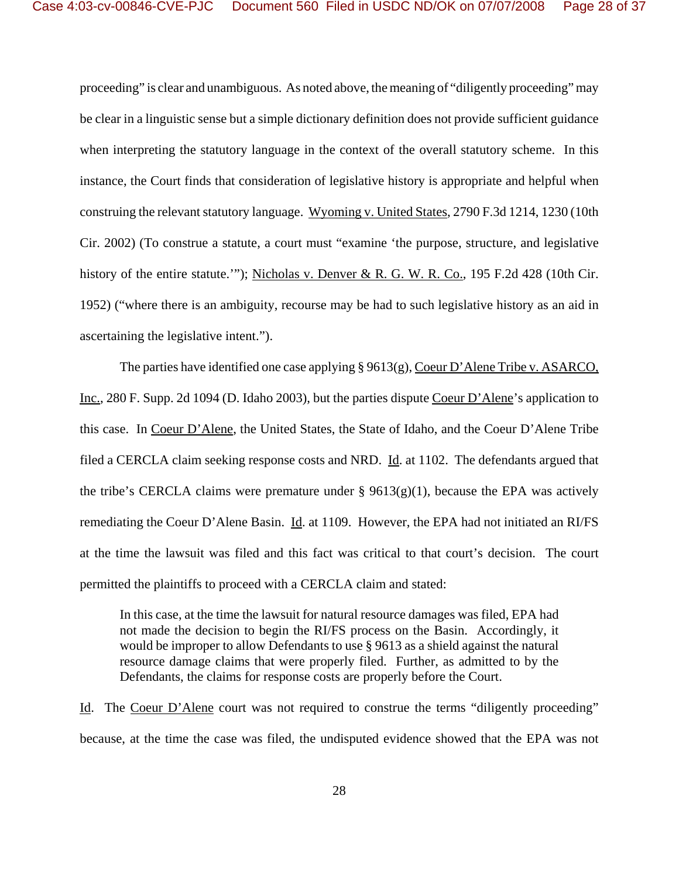proceeding" is clear and unambiguous. As noted above, the meaning of "diligently proceeding" may be clear in a linguistic sense but a simple dictionary definition does not provide sufficient guidance when interpreting the statutory language in the context of the overall statutory scheme. In this instance, the Court finds that consideration of legislative history is appropriate and helpful when construing the relevant statutory language. Wyoming v. United States, 2790 F.3d 1214, 1230 (10th Cir. 2002) (To construe a statute, a court must "examine 'the purpose, structure, and legislative history of the entire statute.'"); Nicholas v. Denver & R. G. W. R. Co., 195 F.2d 428 (10th Cir. 1952) ("where there is an ambiguity, recourse may be had to such legislative history as an aid in ascertaining the legislative intent.").

The parties have identified one case applying § 9613(g), Coeur D'Alene Tribe v. ASARCO, Inc., 280 F. Supp. 2d 1094 (D. Idaho 2003), but the parties dispute Coeur D'Alene's application to this case. In Coeur D'Alene, the United States, the State of Idaho, and the Coeur D'Alene Tribe filed a CERCLA claim seeking response costs and NRD. Id. at 1102. The defendants argued that the tribe's CERCLA claims were premature under § 9613(g)(1), because the EPA was actively remediating the Coeur D'Alene Basin. Id. at 1109. However, the EPA had not initiated an RI/FS at the time the lawsuit was filed and this fact was critical to that court's decision. The court permitted the plaintiffs to proceed with a CERCLA claim and stated:

> In this case, at the time the lawsuit for natural resource damages was filed, EPA had not made the decision to begin the RI/FS process on the Basin. Accordingly, it would be improper to allow Defendants to use § 9613 as a shield against the natural resource damage claims that were properly filed. Further, as admitted to by the Defendants, the claims for response costs are properly before the Court.

Id. The Coeur D'Alene court was not required to construe the terms "diligently proceeding" because, at the time the case was filed, the undisputed evidence showed that the EPA was not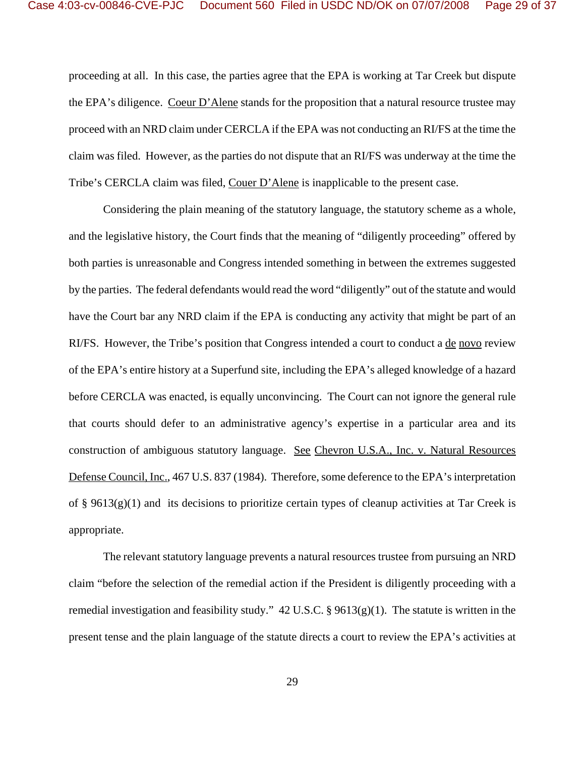proceeding at all. In this case, the parties agree that the EPA is working at Tar Creek but dispute the EPA's diligence. Coeur D'Alene stands for the proposition that a natural resource trustee may proceed with an NRD claim under CERCLA if the EPA was not conducting an RI/FS at the time the claim was filed. However, as the parties do not dispute that an RI/FS was underway at the time the Tribe's CERCLA claim was filed, Couer D'Alene is inapplicable to the present case.

Considering the plain meaning of the statutory language, the statutory scheme as a whole, and the legislative history, the Court finds that the meaning of "diligently proceeding" offered by both parties is unreasonable and Congress intended something in between the extremes suggested by the parties. The federal defendants would read the word "diligently" out of the statute and would have the Court bar any NRD claim if the EPA is conducting any activity that might be part of an RI/FS. However, the Tribe's position that Congress intended a court to conduct a de novo review of the EPA's entire history at a Superfund site, including the EPA's alleged knowledge of a hazard before CERCLA was enacted, is equally unconvincing. The Court can not ignore the general rule that courts should defer to an administrative agency's expertise in a particular area and its construction of ambiguous statutory language. See Chevron U.S.A., Inc. v. Natural Resources Defense Council, Inc., 467 U.S. 837 (1984). Therefore, some deference to the EPA's interpretation of § 9613(g)(1) and its decisions to prioritize certain types of cleanup activities at Tar Creek is appropriate.

The relevant statutory language prevents a natural resources trustee from pursuing an NRD claim "before the selection of the remedial action if the President is diligently proceeding with a remedial investigation and feasibility study." 42 U.S.C. § 9613(g)(1). The statute is written in the present tense and the plain language of the statute directs a court to review the EPA's activities at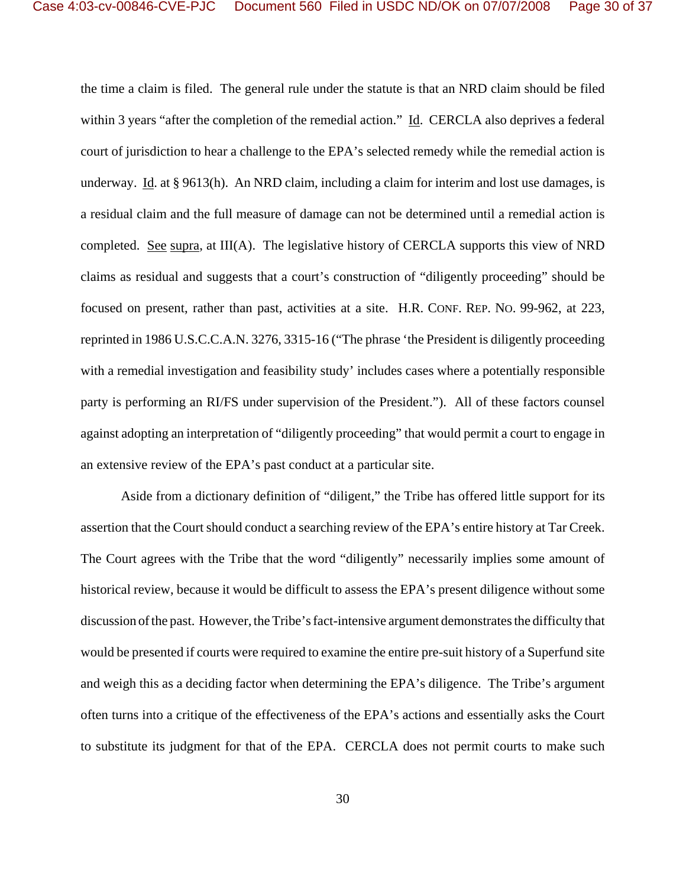the time a claim is filed. The general rule under the statute is that an NRD claim should be filed within 3 years "after the completion of the remedial action." Id. CERCLA also deprives a federal court of jurisdiction to hear a challenge to the EPA's selected remedy while the remedial action is underway. Id. at § 9613(h). An NRD claim, including a claim for interim and lost use damages, is a residual claim and the full measure of damage can not be determined until a remedial action is completed. See supra, at III(A). The legislative history of CERCLA supports this view of NRD claims as residual and suggests that a court's construction of "diligently proceeding" should be focused on present, rather than past, activities at a site. H.R. CONF. REP. NO. 99-962, at 223, reprinted in 1986 U.S.C.C.A.N. 3276, 3315-16 ("The phrase 'the President is diligently proceeding with a remedial investigation and feasibility study' includes cases where a potentially responsible party is performing an RI/FS under supervision of the President."). All of these factors counsel against adopting an interpretation of "diligently proceeding" that would permit a court to engage in an extensive review of the EPA's past conduct at a particular site.

Aside from a dictionary definition of "diligent," the Tribe has offered little support for its assertion that the Court should conduct a searching review of the EPA's entire history at Tar Creek. The Court agrees with the Tribe that the word "diligently" necessarily implies some amount of historical review, because it would be difficult to assess the EPA's present diligence without some discussion of the past. However, the Tribe's fact-intensive argument demonstrates the difficulty that would be presented if courts were required to examine the entire pre-suit history of a Superfund site and weigh this as a deciding factor when determining the EPA's diligence. The Tribe's argument often turns into a critique of the effectiveness of the EPA's actions and essentially asks the Court to substitute its judgment for that of the EPA. CERCLA does not permit courts to make such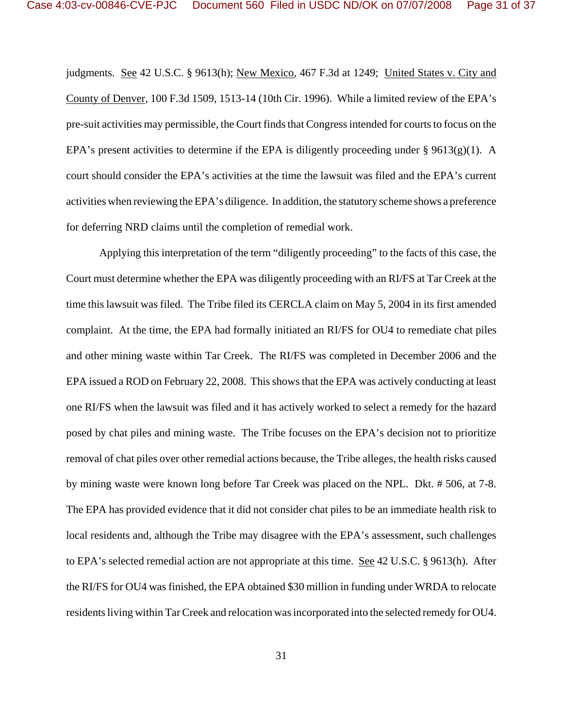judgments. See 42 U.S.C. § 9613(h); New Mexico, 467 F.3d at 1249; United States v. City and County of Denver, 100 F.3d 1509, 1513-14 (10th Cir. 1996). While a limited review of the EPA's pre-suit activities may permissible, the Court finds that Congress intended for courts to focus on the EPA's present activities to determine if the EPA is diligently proceeding under § 9613(g)(1). A court should consider the EPA's activities at the time the lawsuit was filed and the EPA's current activities when reviewing the EPA's diligence. In addition, the statutory scheme shows a preference for deferring NRD claims until the completion of remedial work.

Applying this interpretation of the term "diligently proceeding" to the facts of this case, the Court must determine whether the EPA was diligently proceeding with an RI/FS at Tar Creek at the time this lawsuit was filed. The Tribe filed its CERCLA claim on May 5, 2004 in its first amended complaint. At the time, the EPA had formally initiated an RI/FS for OU4 to remediate chat piles and other mining waste within Tar Creek. The RI/FS was completed in December 2006 and the EPA issued a ROD on February 22, 2008. This shows that the EPA was actively conducting at least one RI/FS when the lawsuit was filed and it has actively worked to select a remedy for the hazard posed by chat piles and mining waste. The Tribe focuses on the EPA's decision not to prioritize removal of chat piles over other remedial actions because, the Tribe alleges, the health risks caused by mining waste were known long before Tar Creek was placed on the NPL. Dkt. # 506, at 7-8. The EPA has provided evidence that it did not consider chat piles to be an immediate health risk to local residents and, although the Tribe may disagree with the EPA's assessment, such challenges to EPA's selected remedial action are not appropriate at this time. See 42 U.S.C. § 9613(h). After the RI/FS for OU4 was finished, the EPA obtained $30 million in funding under WRDA to relocate residents living within Tar Creek and relocation was incorporated into the selected remedy for OU4.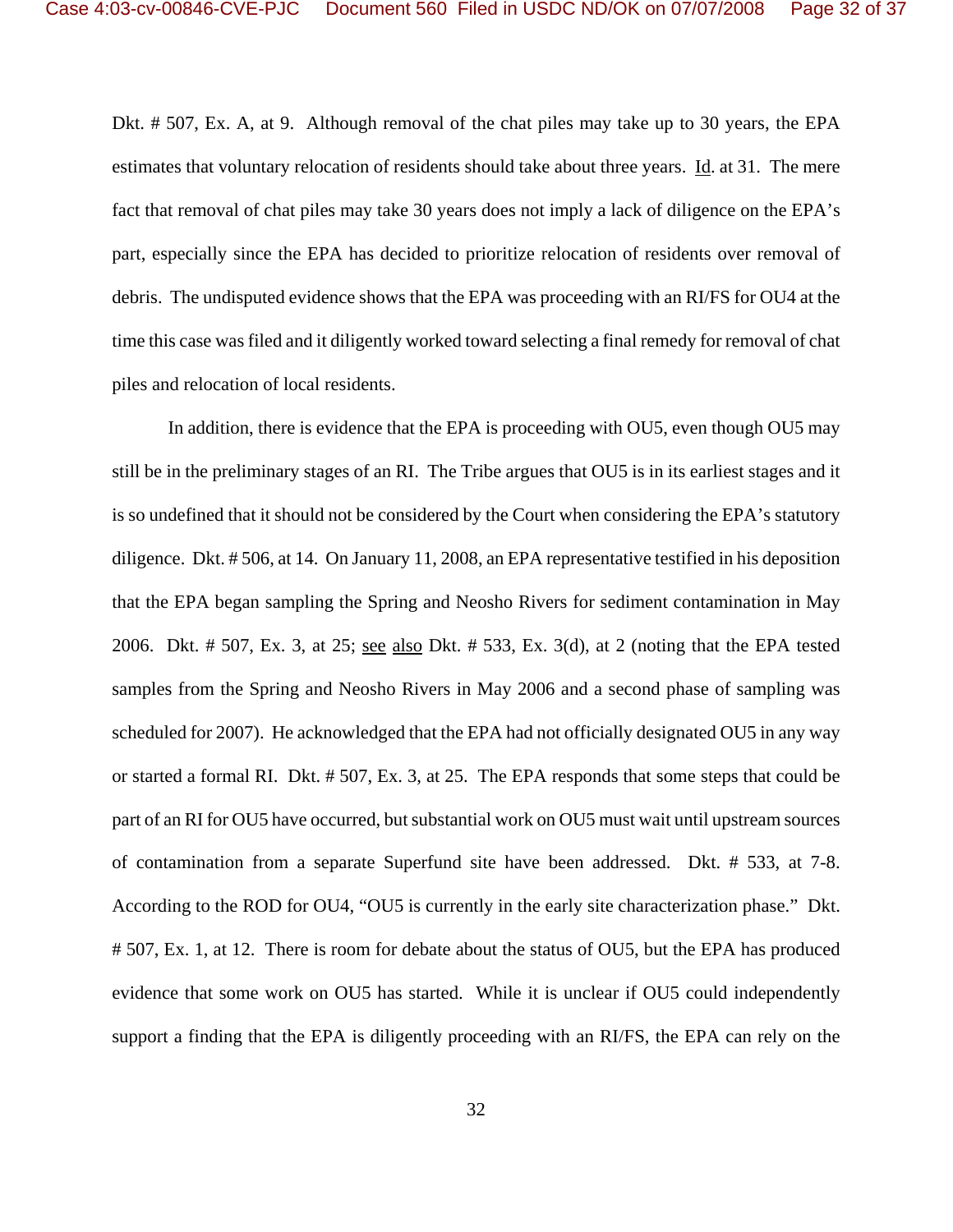Dkt. # 507, Ex. A, at 9. Although removal of the chat piles may take up to 30 years, the EPA estimates that voluntary relocation of residents should take about three years. Id. at 31. The mere fact that removal of chat piles may take 30 years does not imply a lack of diligence on the EPA's part, especially since the EPA has decided to prioritize relocation of residents over removal of debris. The undisputed evidence shows that the EPA was proceeding with an RI/FS for OU4 at the time this case was filed and it diligently worked toward selecting a final remedy for removal of chat piles and relocation of local residents.

In addition, there is evidence that the EPA is proceeding with OU5, even though OU5 may still be in the preliminary stages of an RI. The Tribe argues that OU5 is in its earliest stages and it is so undefined that it should not be considered by the Court when considering the EPA's statutory diligence. Dkt. # 506, at 14. On January 11, 2008, an EPA representative testified in his deposition that the EPA began sampling the Spring and Neosho Rivers for sediment contamination in May 2006. Dkt. # 507, Ex. 3, at 25; see also Dkt. # 533, Ex. 3(d), at 2 (noting that the EPA tested samples from the Spring and Neosho Rivers in May 2006 and a second phase of sampling was scheduled for 2007). He acknowledged that the EPA had not officially designated OU5 in any way or started a formal RI. Dkt. # 507, Ex. 3, at 25. The EPA responds that some steps that could be part of an RI for OU5 have occurred, but substantial work on OU5 must wait until upstream sources of contamination from a separate Superfund site have been addressed. Dkt. # 533, at 7-8. According to the ROD for OU4, "OU5 is currently in the early site characterization phase." Dkt. # 507, Ex. 1, at 12. There is room for debate about the status of OU5, but the EPA has produced evidence that some work on OU5 has started. While it is unclear if OU5 could independently support a finding that the EPA is diligently proceeding with an RI/FS, the EPA can rely on the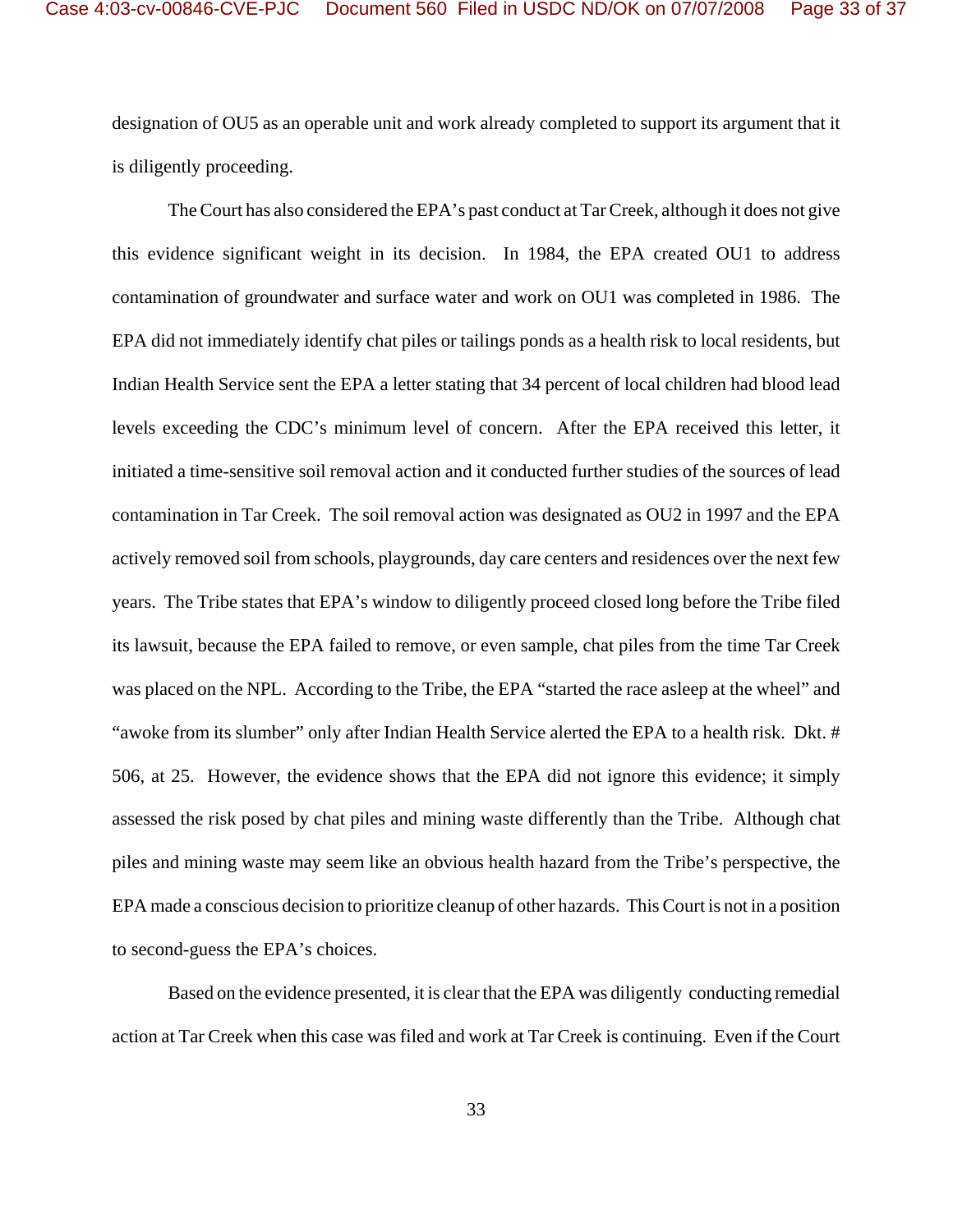designation of OU5 as an operable unit and work already completed to support its argument that it is diligently proceeding.

The Court has also considered the EPA's past conduct at Tar Creek, although it does not give this evidence significant weight in its decision. In 1984, the EPA created OU1 to address contamination of groundwater and surface water and work on OU1 was completed in 1986. The EPA did not immediately identify chat piles or tailings ponds as a health risk to local residents, but Indian Health Service sent the EPA a letter stating that 34 percent of local children had blood lead levels exceeding the CDC's minimum level of concern. After the EPA received this letter, it initiated a time-sensitive soil removal action and it conducted further studies of the sources of lead contamination in Tar Creek. The soil removal action was designated as OU2 in 1997 and the EPA actively removed soil from schools, playgrounds, day care centers and residences over the next few years. The Tribe states that EPA's window to diligently proceed closed long before the Tribe filed its lawsuit, because the EPA failed to remove, or even sample, chat piles from the time Tar Creek was placed on the NPL. According to the Tribe, the EPA "started the race asleep at the wheel" and "awoke from its slumber" only after Indian Health Service alerted the EPA to a health risk. Dkt. # 506, at 25. However, the evidence shows that the EPA did not ignore this evidence; it simply assessed the risk posed by chat piles and mining waste differently than the Tribe. Although chat piles and mining waste may seem like an obvious health hazard from the Tribe's perspective, the EPA made a conscious decision to prioritize cleanup of other hazards. This Court is not in a position to second-guess the EPA's choices.

Based on the evidence presented, it is clear that the EPA was diligently conducting remedial action at Tar Creek when this case was filed and work at Tar Creek is continuing. Even if the Court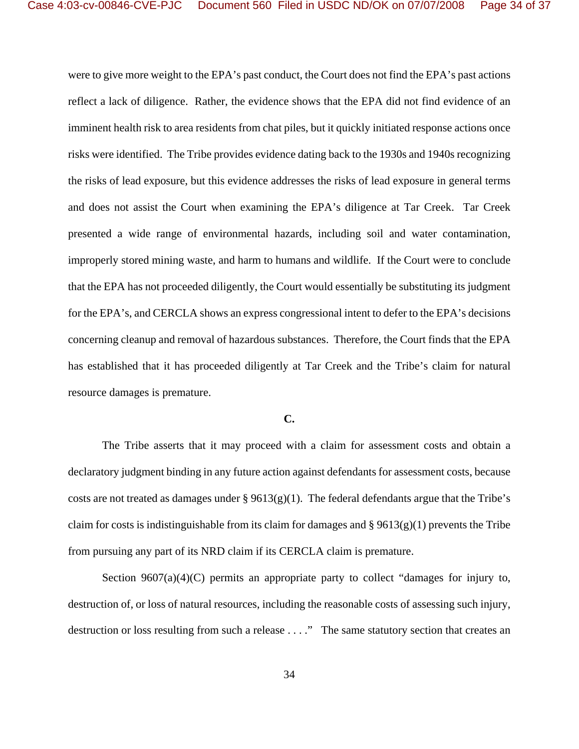were to give more weight to the EPA's past conduct, the Court does not find the EPA's past actions reflect a lack of diligence. Rather, the evidence shows that the EPA did not find evidence of an imminent health risk to area residents from chat piles, but it quickly initiated response actions once risks were identified. The Tribe provides evidence dating back to the 1930s and 1940s recognizing the risks of lead exposure, but this evidence addresses the risks of lead exposure in general terms and does not assist the Court when examining the EPA's diligence at Tar Creek. Tar Creek presented a wide range of environmental hazards, including soil and water contamination, improperly stored mining waste, and harm to humans and wildlife. If the Court were to conclude that the EPA has not proceeded diligently, the Court would essentially be substituting its judgment for the EPA's, and CERCLA shows an express congressional intent to defer to the EPA's decisions concerning cleanup and removal of hazardous substances. Therefore, the Court finds that the EPA has established that it has proceeded diligently at Tar Creek and the Tribe's claim for natural resource damages is premature.

**C.**

The Tribe asserts that it may proceed with a claim for assessment costs and obtain a declaratory judgment binding in any future action against defendants for assessment costs, because costs are not treated as damages under § 9613(g)(1). The federal defendants argue that the Tribe's claim for costs is indistinguishable from its claim for damages and § 9613(g)(1) prevents the Tribe from pursuing any part of its NRD claim if its CERCLA claim is premature.

Section 9607(a)(4)(C) permits an appropriate party to collect "damages for injury to, destruction of, or loss of natural resources, including the reasonable costs of assessing such injury, destruction or loss resulting from such a release . . . ." The same statutory section that creates an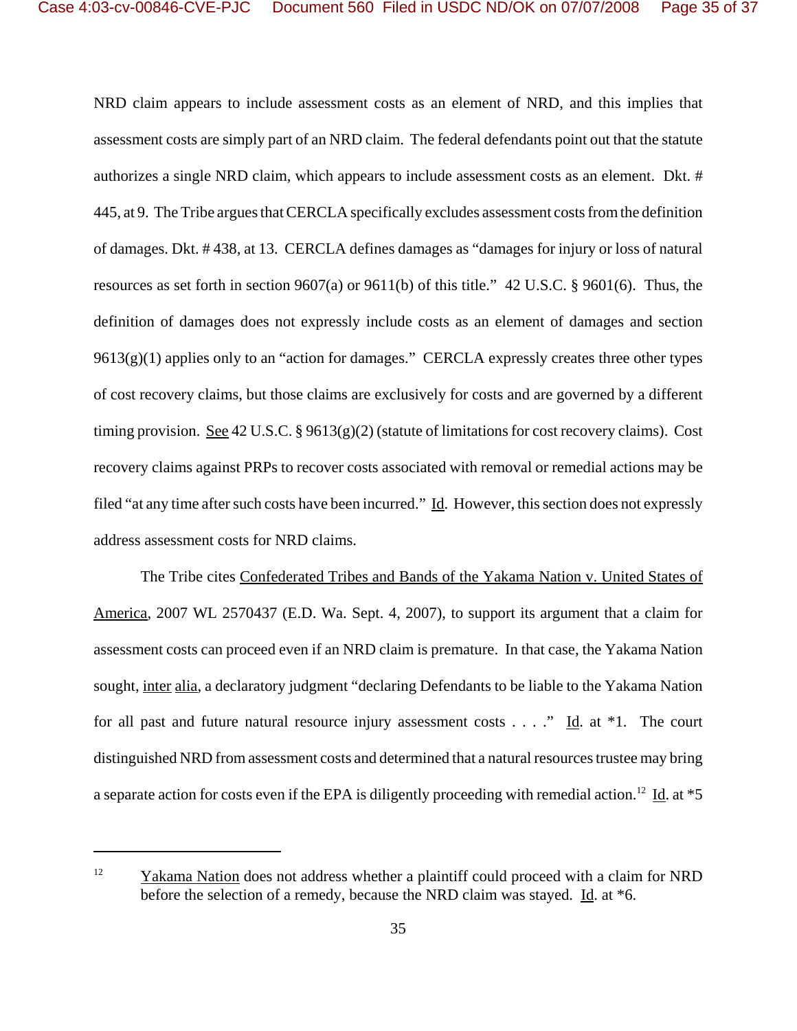NRD claim appears to include assessment costs as an element of NRD, and this implies that assessment costs are simply part of an NRD claim. The federal defendants point out that the statute authorizes a single NRD claim, which appears to include assessment costs as an element. Dkt. # 445, at 9. The Tribe argues that CERCLA specifically excludes assessment costs from the definition of damages. Dkt. # 438, at 13. CERCLA defines damages as "damages for injury or loss of natural resources as set forth in section 9607(a) or 9611(b) of this title." 42 U.S.C. § 9601(6). Thus, the definition of damages does not expressly include costs as an element of damages and section 9613(g)(1) applies only to an "action for damages." CERCLA expressly creates three other types of cost recovery claims, but those claims are exclusively for costs and are governed by a different timing provision. See 42 U.S.C. § 9613(g)(2) (statute of limitations for cost recovery claims). Cost recovery claims against PRPs to recover costs associated with removal or remedial actions may be filed "at any time after such costs have been incurred." Id. However, this section does not expressly address assessment costs for NRD claims.

The Tribe cites Confederated Tribes and Bands of the Yakama Nation v. United States of America, 2007 WL 2570437 (E.D. Wa. Sept. 4, 2007), to support its argument that a claim for assessment costs can proceed even if an NRD claim is premature. In that case, the Yakama Nation sought, inter alia, a declaratory judgment "declaring Defendants to be liable to the Yakama Nation for all past and future natural resource injury assessment costs . . . ." Id. at *1. The court distinguished NRD from assessment costs and determined that a natural resources trustee may bring a separate action for costs even if the EPA is diligently proceeding with remedial action.[12] Id. at *5

[12] Yakama Nation does not address whether a plaintiff could proceed with a claim for NRD before the selection of a remedy, because the NRD claim was stayed. Id. at *6.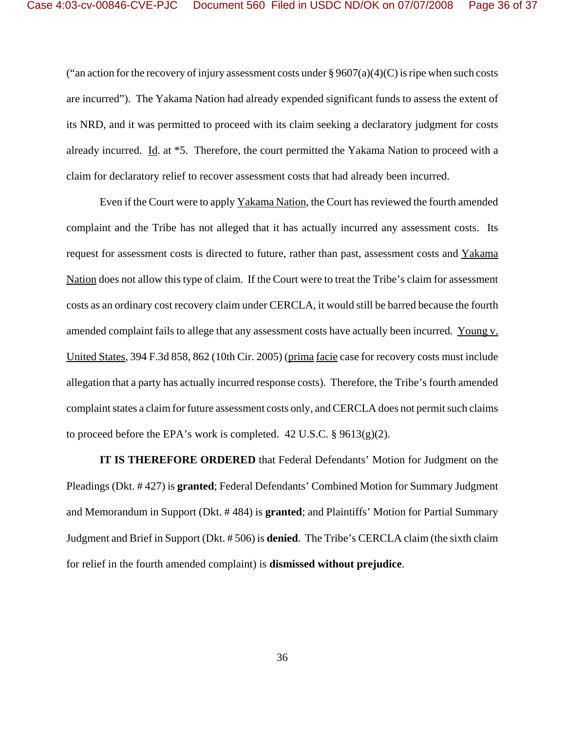("an action for the recovery of injury assessment costs under § 9607(a)(4)(C) is ripe when such costs are incurred"). The Yakama Nation had already expended significant funds to assess the extent of its NRD, and it was permitted to proceed with its claim seeking a declaratory judgment for costs already incurred. Id. at *5. Therefore, the court permitted the Yakama Nation to proceed with a claim for declaratory relief to recover assessment costs that had already been incurred.

Even if the Court were to apply Yakama Nation, the Court has reviewed the fourth amended complaint and the Tribe has not alleged that it has actually incurred any assessment costs. Its request for assessment costs is directed to future, rather than past, assessment costs and Yakama Nation does not allow this type of claim. If the Court were to treat the Tribe's claim for assessment costs as an ordinary cost recovery claim under CERCLA, it would still be barred because the fourth amended complaint fails to allege that any assessment costs have actually been incurred. Young v. United States, 394 F.3d 858, 862 (10th Cir. 2005) (prima facie case for recovery costs must include allegation that a party has actually incurred response costs). Therefore, the Tribe's fourth amended complaint states a claim for future assessment costs only, and CERCLA does not permit such claims to proceed before the EPA's work is completed. 42 U.S.C. § 9613(g)(2).

**IT IS THEREFORE ORDERED** that Federal Defendants' Motion for Judgment on the Pleadings (Dkt. # 427) is **granted**; Federal Defendants' Combined Motion for Summary Judgment and Memorandum in Support (Dkt. # 484) is **granted**; and Plaintiffs' Motion for Partial Summary Judgment and Brief in Support (Dkt. # 506) is **denied**. The Tribe's CERCLA claim (the sixth claim for relief in the fourth amended complaint) is **dismissed without prejudice**.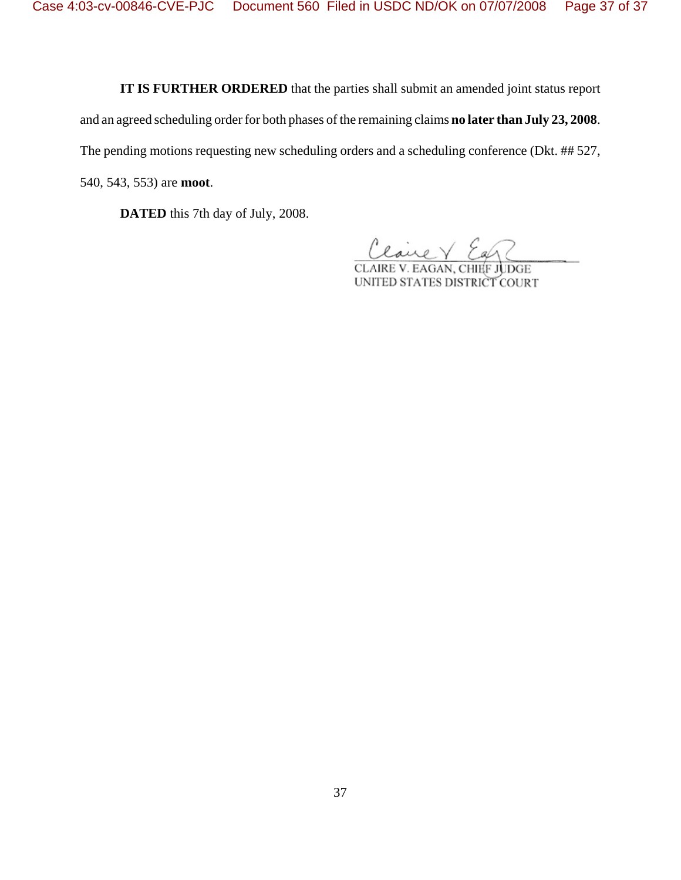**IT IS FURTHER ORDERED** that the parties shall submit an amended joint status report and an agreed scheduling order for both phases of the remaining claims **no later than July 23, 2008**. The pending motions requesting new scheduling orders and a scheduling conference (Dkt. ## 527, 540, 543, 553) are **moot**.

**DATED** this 7th day of July, 2008.

CLAIRE V. EAGAN, CHIEF JUDGE
UNITED STATES DISTRICT COURT